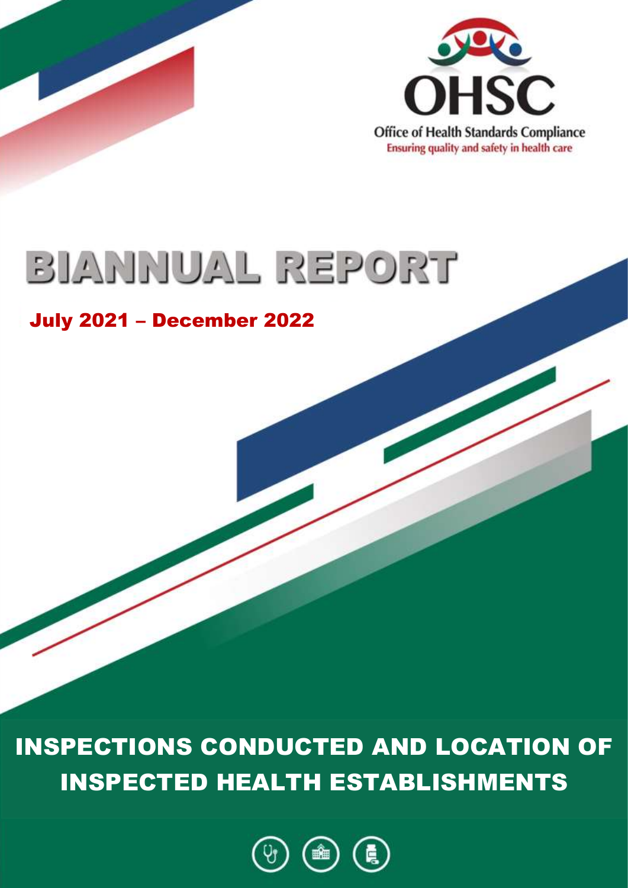OHSC

Office of Health Standards Compliance

Ensuring quality and safety in health care

# BIANNUAL REPORT

## July 2021 – December 2022

# INSPECTIONS CONDUCTED AND LOCATION OF INSPECTED HEALTH ESTABLISHMENTS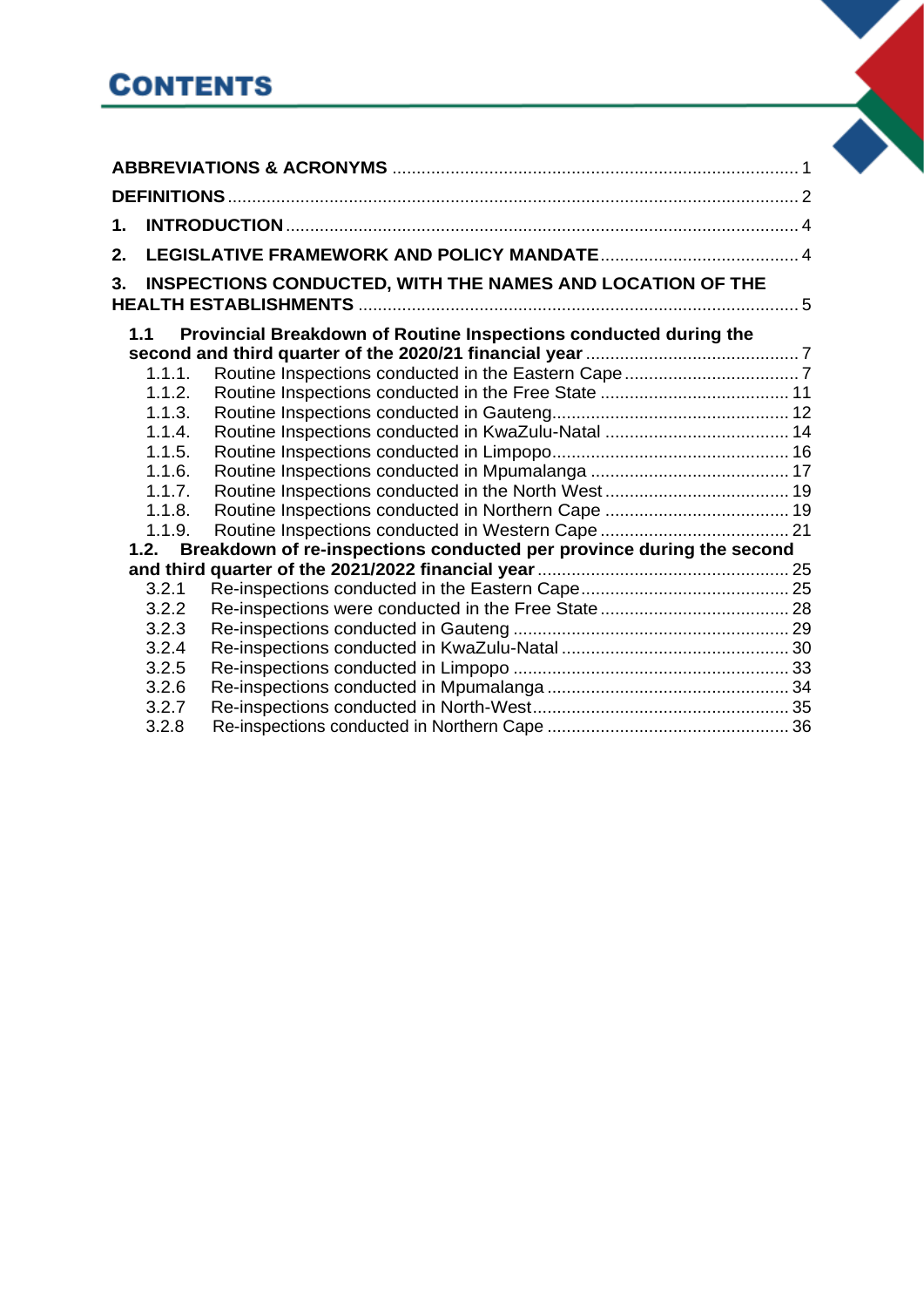# CONTENTS

| | |
|---|---|
| **ABBREVIATIONS & ACRONYMS** | 1 |
| **DEFINITIONS** | 2 |
| **1. INTRODUCTION** | 4 |
| **2. LEGISLATIVE FRAMEWORK AND POLICY MANDATE** | 4 |
| **3. INSPECTIONS CONDUCTED, WITH THE NAMES AND LOCATION OF THE HEALTH ESTABLISHMENTS** | 5 |
| **1.1 Provincial Breakdown of Routine Inspections conducted during the second and third quarter of the 2020/21 financial year** | 7 |
| 1.1.1. Routine Inspections conducted in the Eastern Cape | 7 |
| 1.1.2. Routine Inspections conducted in the Free State | 11 |
| 1.1.3. Routine Inspections conducted in Gauteng | 12 |
| 1.1.4. Routine Inspections conducted in KwaZulu-Natal | 14 |
| 1.1.5. Routine Inspections conducted in Limpopo | 16 |
| 1.1.6. Routine Inspections conducted in Mpumalanga | 17 |
| 1.1.7. Routine Inspections conducted in the North West | 19 |
| 1.1.8. Routine Inspections conducted in Northern Cape | 19 |
| 1.1.9. Routine Inspections conducted in Western Cape | 21 |
| **1.2. Breakdown of re-inspections conducted per province during the second and third quarter of the 2021/2022 financial year** | 25 |
| 3.2.1 Re-inspections conducted in the Eastern Cape | 25 |
| 3.2.2 Re-inspections were conducted in the Free State | 28 |
| 3.2.3 Re-inspections conducted in Gauteng | 29 |
| 3.2.4 Re-inspections conducted in KwaZulu-Natal | 30 |
| 3.2.5 Re-inspections conducted in Limpopo | 33 |
| 3.2.6 Re-inspections conducted in Mpumalanga | 34 |
| 3.2.7 Re-inspections conducted in North-West | 35 |
| 3.2.8 Re-inspections conducted in Northern Cape | 36 |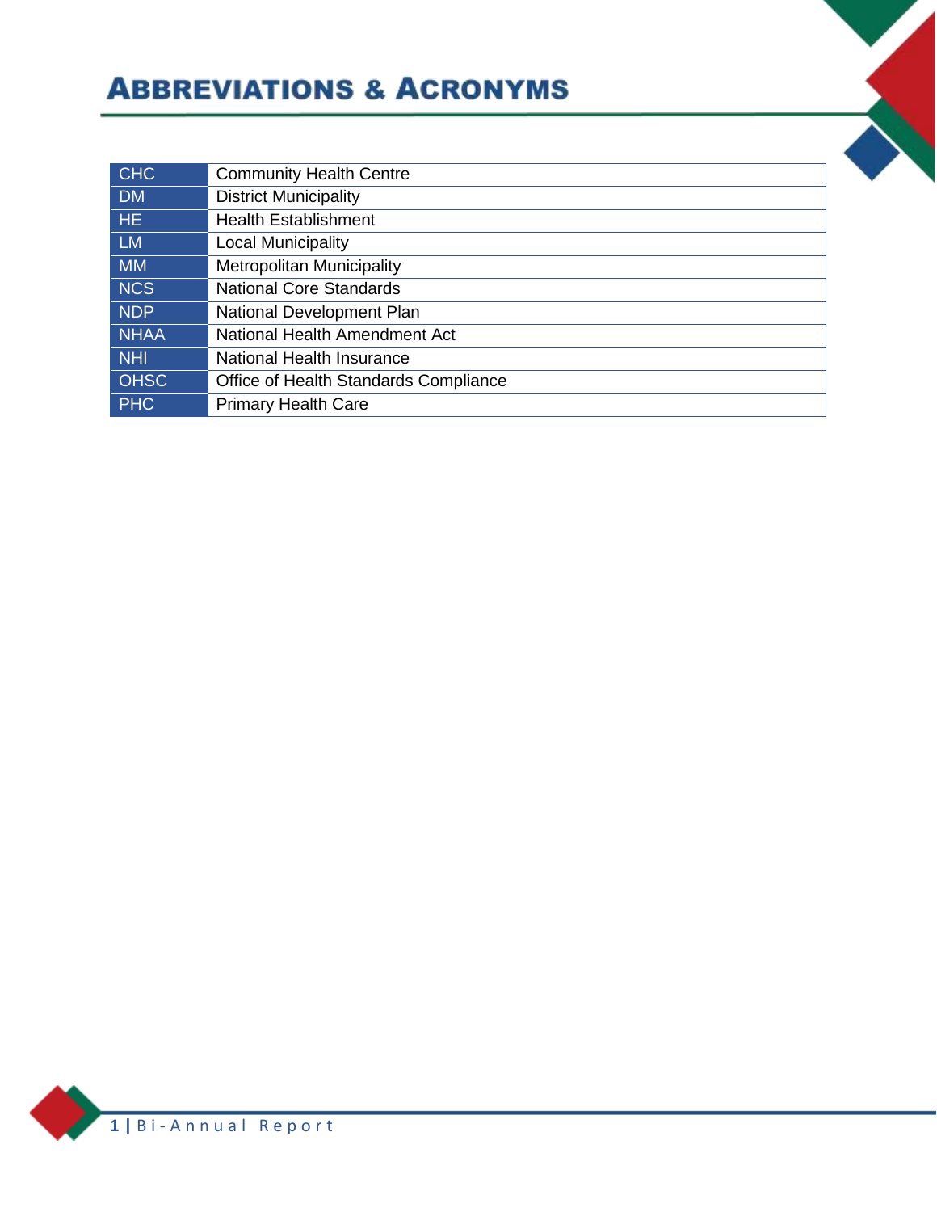# ABBREVIATIONS & ACRONYMS

| | |
|---|---|
| CHC | Community Health Centre |
| DM | District Municipality |
| HE | Health Establishment |
| LM | Local Municipality |
| MM | Metropolitan Municipality |
| NCS | National Core Standards |
| NDP | National Development Plan |
| NHAA | National Health Amendment Act |
| NHI | National Health Insurance |
| OHSC | Office of Health Standards Compliance |
| PHC | Primary Health Care |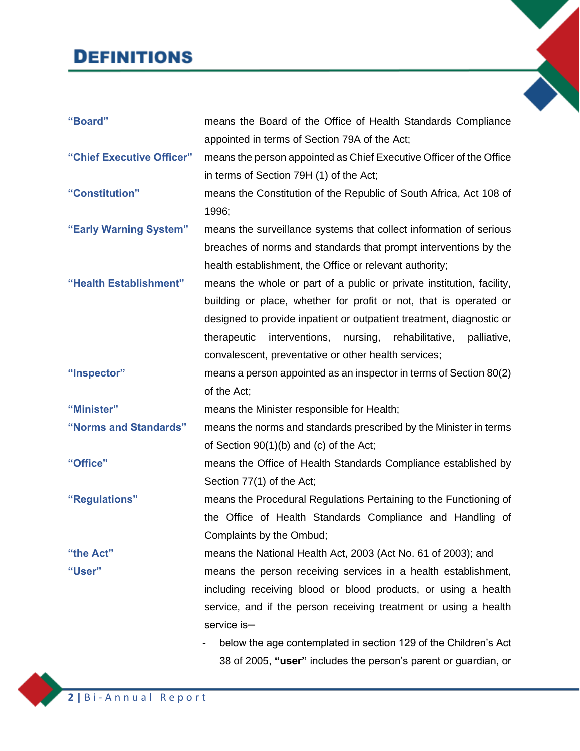# DEFINITIONS

| | |
|---|---|
| **"Board"** | means the Board of the Office of Health Standards Compliance appointed in terms of Section 79A of the Act; |
| **"Chief Executive Officer"** | means the person appointed as Chief Executive Officer of the Office in terms of Section 79H (1) of the Act; |
| **"Constitution"** | means the Constitution of the Republic of South Africa, Act 108 of 1996; |
| **"Early Warning System"** | means the surveillance systems that collect information of serious breaches of norms and standards that prompt interventions by the health establishment, the Office or relevant authority; |
| **"Health Establishment"** | means the whole or part of a public or private institution, facility, building or place, whether for profit or not, that is operated or designed to provide inpatient or outpatient treatment, diagnostic or therapeutic interventions, nursing, rehabilitative, palliative, convalescent, preventative or other health services; |
| **"Inspector"** | means a person appointed as an inspector in terms of Section 80(2) of the Act; |
| **"Minister"** | means the Minister responsible for Health; |
| **"Norms and Standards"** | means the norms and standards prescribed by the Minister in terms of Section 90(1)(b) and (c) of the Act; |
| **"Office"** | means the Office of Health Standards Compliance established by Section 77(1) of the Act; |
| **"Regulations"** | means the Procedural Regulations Pertaining to the Functioning of the Office of Health Standards Compliance and Handling of Complaints by the Ombud; |
| **"the Act"** | means the National Health Act, 2003 (Act No. 61 of 2003); and |
| **"User"** | means the person receiving services in a health establishment, including receiving blood or blood products, or using a health service, and if the person receiving treatment or using a health service is– |

- below the age contemplated in section 129 of the Children's Act 38 of 2005, **"user"** includes the person's parent or guardian, or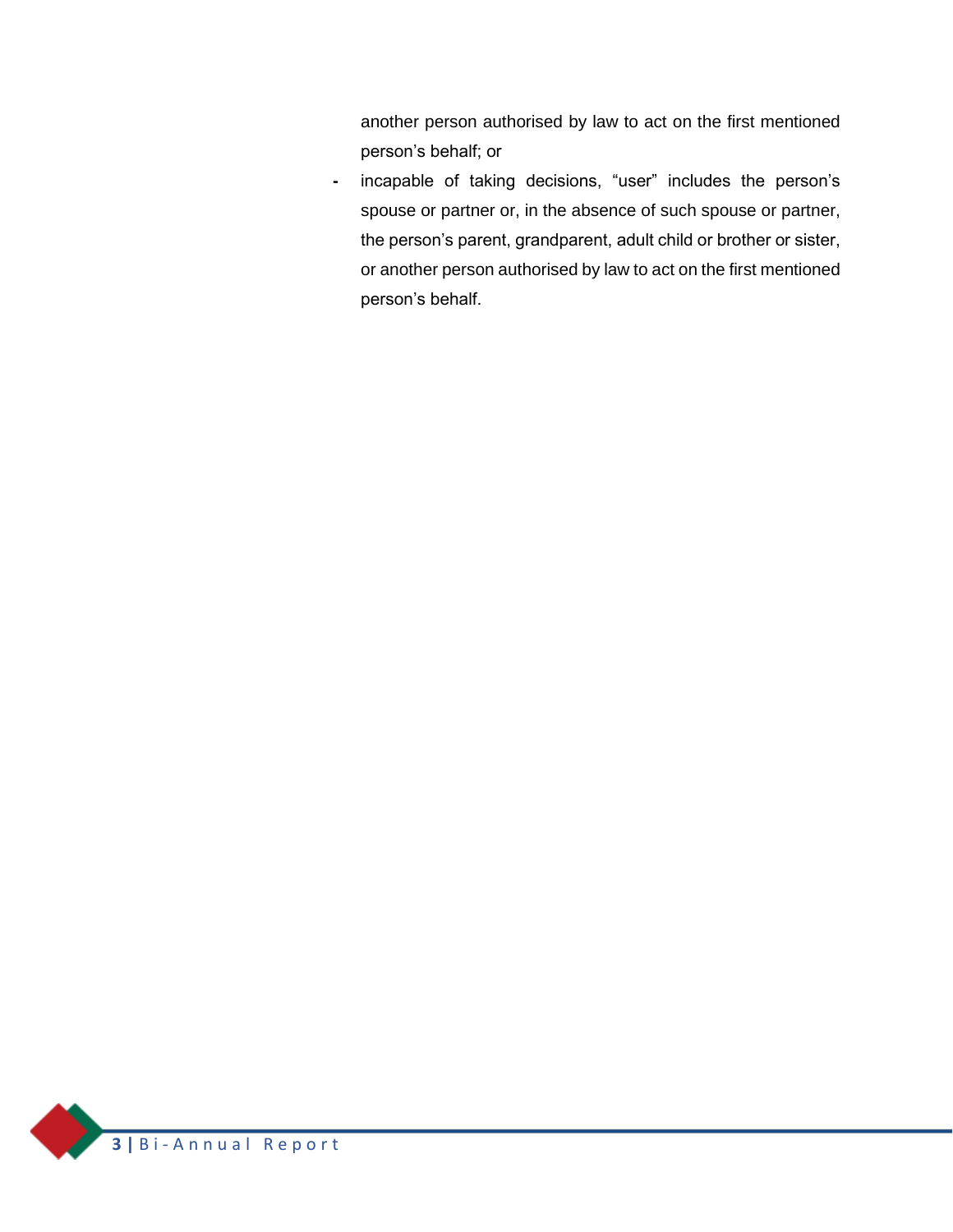another person authorised by law to act on the first mentioned person's behalf; or

- incapable of taking decisions, "user" includes the person's spouse or partner or, in the absence of such spouse or partner, the person's parent, grandparent, adult child or brother or sister, or another person authorised by law to act on the first mentioned person's behalf.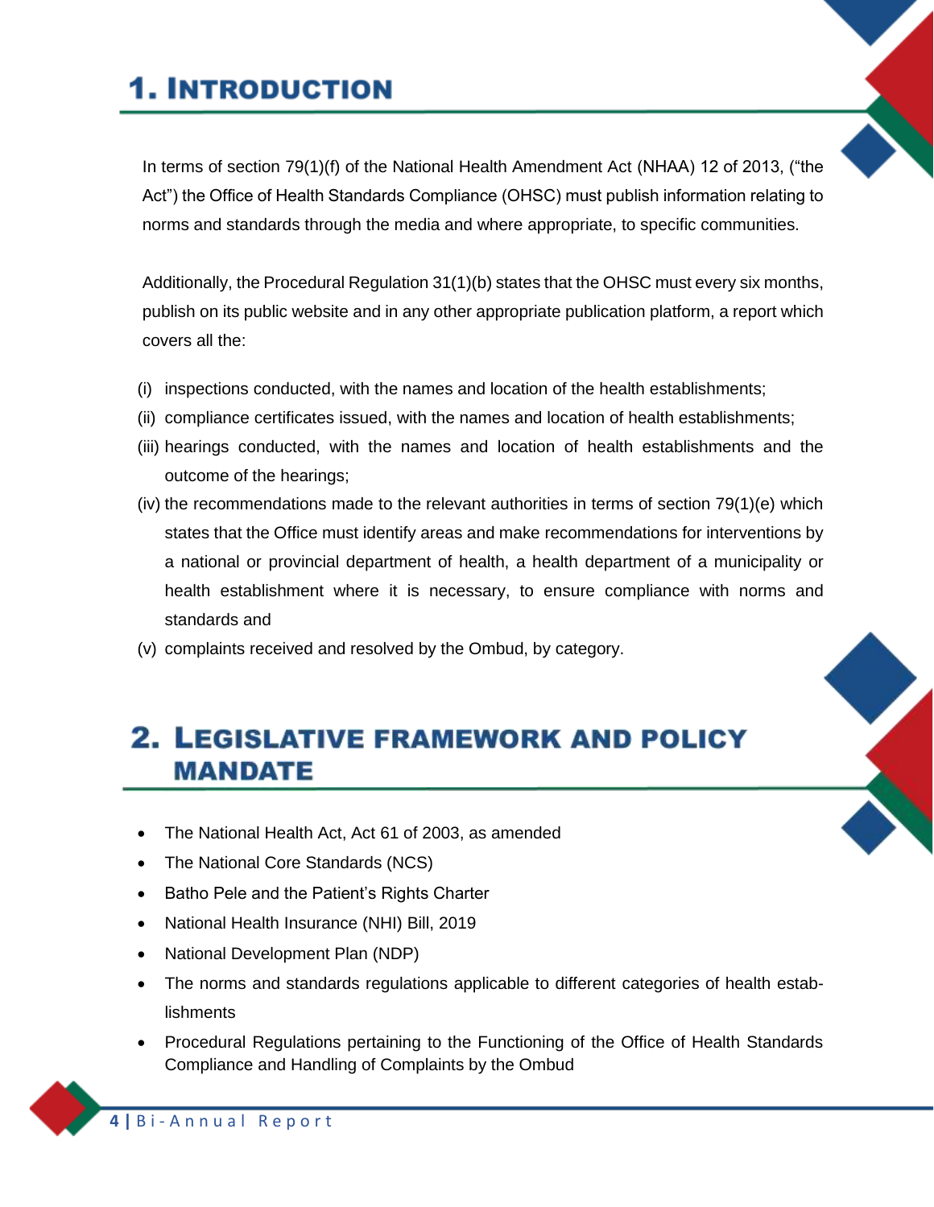# 1. Introduction

In terms of section 79(1)(f) of the National Health Amendment Act (NHAA) 12 of 2013, ("the Act") the Office of Health Standards Compliance (OHSC) must publish information relating to norms and standards through the media and where appropriate, to specific communities.

Additionally, the Procedural Regulation 31(1)(b) states that the OHSC must every six months, publish on its public website and in any other appropriate publication platform, a report which covers all the:

(i) inspections conducted, with the names and location of the health establishments;
(ii) compliance certificates issued, with the names and location of health establishments;
(iii) hearings conducted, with the names and location of health establishments and the outcome of the hearings;
(iv) the recommendations made to the relevant authorities in terms of section 79(1)(e) which states that the Office must identify areas and make recommendations for interventions by a national or provincial department of health, a health department of a municipality or health establishment where it is necessary, to ensure compliance with norms and standards and
(v) complaints received and resolved by the Ombud, by category.

# 2. Legislative Framework and Policy Mandate

- The National Health Act, Act 61 of 2003, as amended
- The National Core Standards (NCS)
- Batho Pele and the Patient's Rights Charter
- National Health Insurance (NHI) Bill, 2019
- National Development Plan (NDP)
- The norms and standards regulations applicable to different categories of health establishments
- Procedural Regulations pertaining to the Functioning of the Office of Health Standards Compliance and Handling of Complaints by the Ombud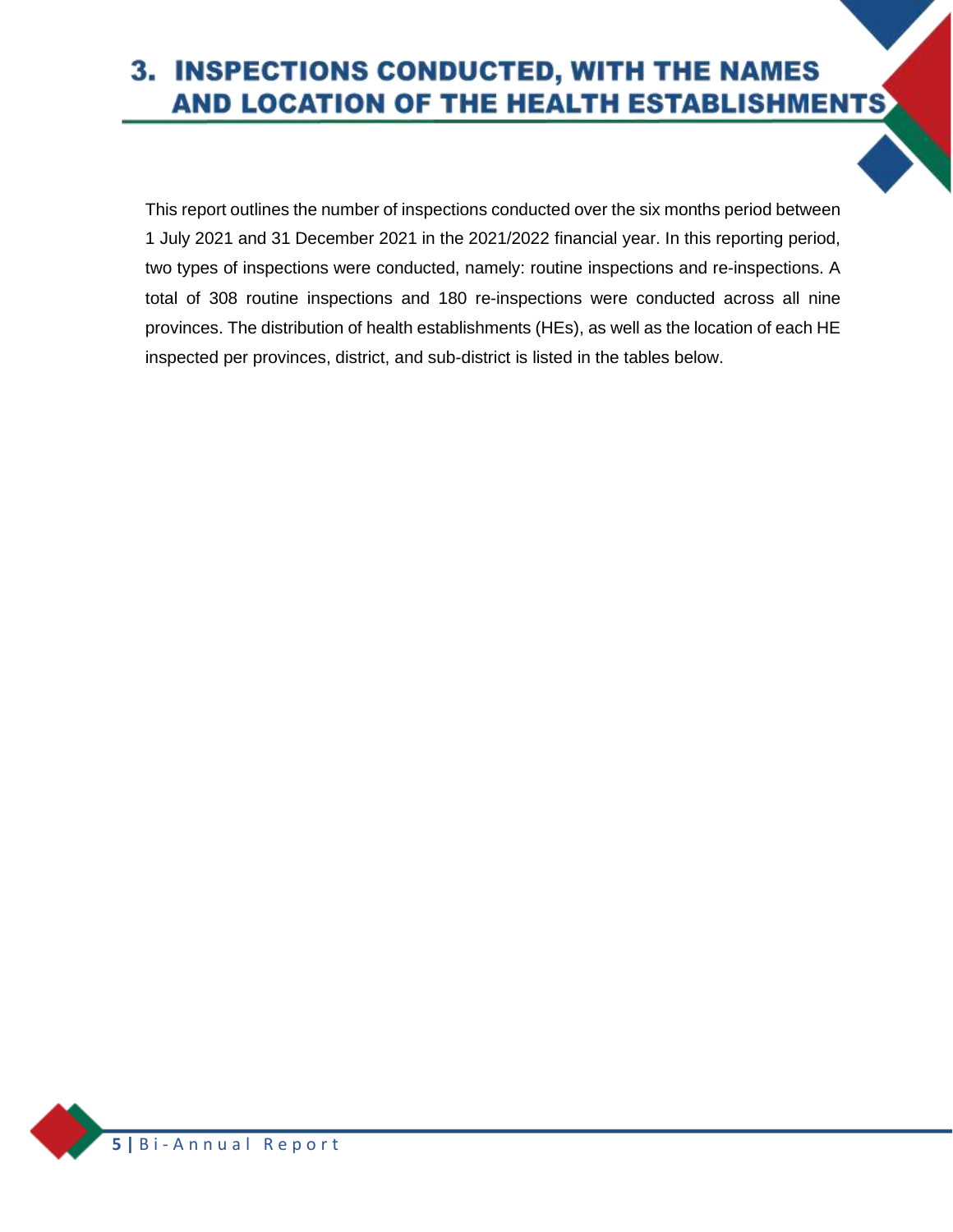# 3. INSPECTIONS CONDUCTED, WITH THE NAMES AND LOCATION OF THE HEALTH ESTABLISHMENTS

This report outlines the number of inspections conducted over the six months period between 1 July 2021 and 31 December 2021 in the 2021/2022 financial year. In this reporting period, two types of inspections were conducted, namely: routine inspections and re-inspections. A total of 308 routine inspections and 180 re-inspections were conducted across all nine provinces. The distribution of health establishments (HEs), as well as the location of each HE inspected per provinces, district, and sub-district is listed in the tables below.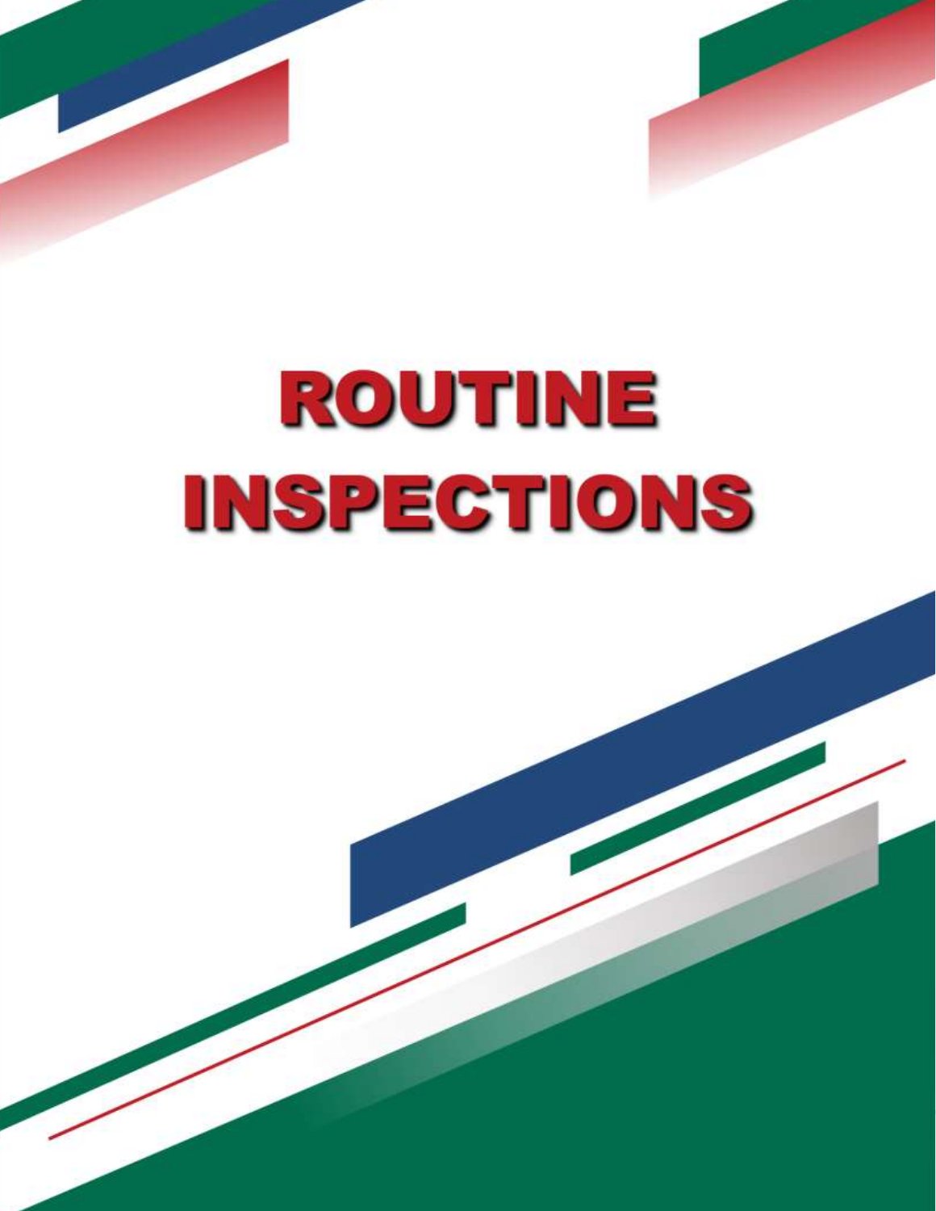# ROUTINE INSPECTIONS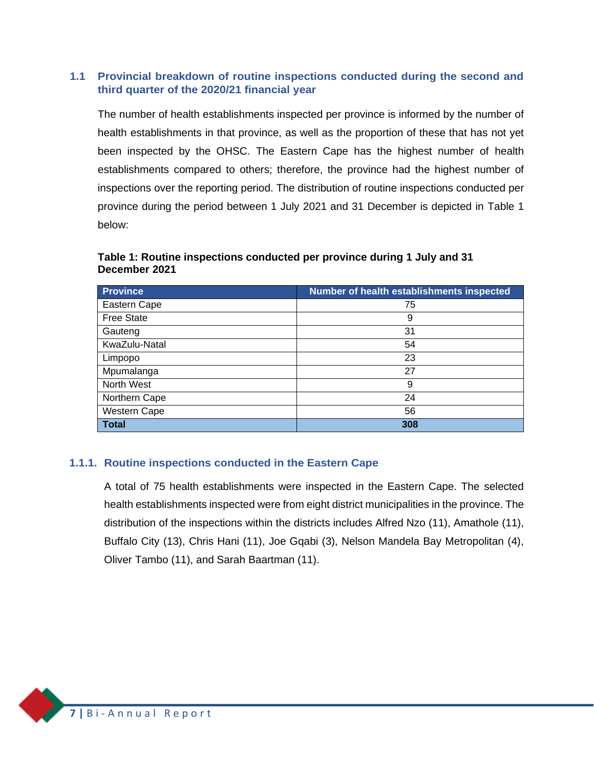## 1.1 Provincial breakdown of routine inspections conducted during the second and third quarter of the 2020/21 financial year

The number of health establishments inspected per province is informed by the number of health establishments in that province, as well as the proportion of these that has not yet been inspected by the OHSC. The Eastern Cape has the highest number of health establishments compared to others; therefore, the province had the highest number of inspections over the reporting period. The distribution of routine inspections conducted per province during the period between 1 July 2021 and 31 December is depicted in Table 1 below:

**Table 1: Routine inspections conducted per province during 1 July and 31 December 2021**

| Province | Number of health establishments inspected |
|---|---|
| Eastern Cape | 75 |
| Free State | 9 |
| Gauteng | 31 |
| KwaZulu-Natal | 54 |
| Limpopo | 23 |
| Mpumalanga | 27 |
| North West | 9 |
| Northern Cape | 24 |
| Western Cape | 56 |
| **Total** | **308** |

### 1.1.1. Routine inspections conducted in the Eastern Cape

A total of 75 health establishments were inspected in the Eastern Cape. The selected health establishments inspected were from eight district municipalities in the province. The distribution of the inspections within the districts includes Alfred Nzo (11), Amathole (11), Buffalo City (13), Chris Hani (11), Joe Gqabi (3), Nelson Mandela Bay Metropolitan (4), Oliver Tambo (11), and Sarah Baartman (11).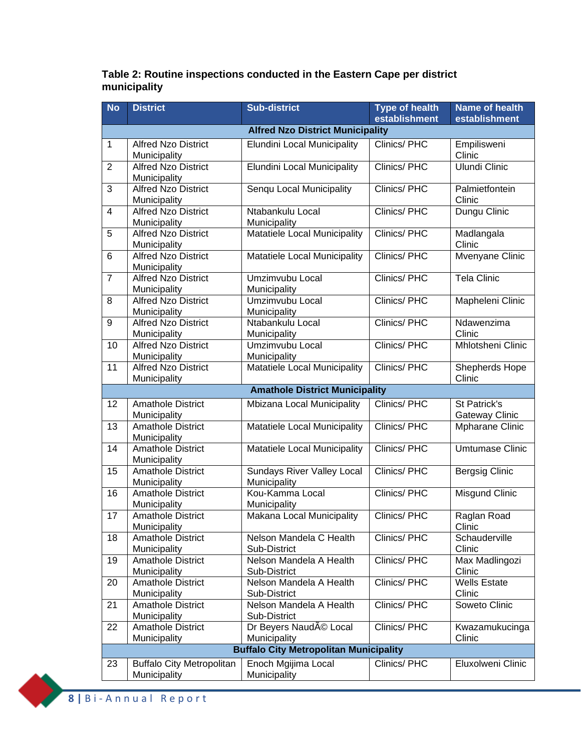**Table 2: Routine inspections conducted in the Eastern Cape per district municipality**

| No | District | Sub-district | Type of health establishment | Name of health establishment |
|---|---|---|---|---|
| **Alfred Nzo District Municipality** | | | | |
| 1 | Alfred Nzo District Municipality | Elundini Local Municipality | Clinics/ PHC | Empilisweni Clinic |
| 2 | Alfred Nzo District Municipality | Elundini Local Municipality | Clinics/ PHC | Ulundi Clinic |
| 3 | Alfred Nzo District Municipality | Senqu Local Municipality | Clinics/ PHC | Palmietfontein Clinic |
| 4 | Alfred Nzo District Municipality | Ntabankulu Local Municipality | Clinics/ PHC | Dungu Clinic |
| 5 | Alfred Nzo District Municipality | Matatiele Local Municipality | Clinics/ PHC | Madlangala Clinic |
| 6 | Alfred Nzo District Municipality | Matatiele Local Municipality | Clinics/ PHC | Mvenyane Clinic |
| 7 | Alfred Nzo District Municipality | Umzimvubu Local Municipality | Clinics/ PHC | Tela Clinic |
| 8 | Alfred Nzo District Municipality | Umzimvubu Local Municipality | Clinics/ PHC | Mapheleni Clinic |
| 9 | Alfred Nzo District Municipality | Ntabankulu Local Municipality | Clinics/ PHC | Ndawenzima Clinic |
| 10 | Alfred Nzo District Municipality | Umzimvubu Local Municipality | Clinics/ PHC | Mhlotsheni Clinic |
| 11 | Alfred Nzo District Municipality | Matatiele Local Municipality | Clinics/ PHC | Shepherds Hope Clinic |
| **Amathole District Municipality** | | | | |
| 12 | Amathole District Municipality | Mbizana Local Municipality | Clinics/ PHC | St Patrick's Gateway Clinic |
| 13 | Amathole District Municipality | Matatiele Local Municipality | Clinics/ PHC | Mpharane Clinic |
| 14 | Amathole District Municipality | Matatiele Local Municipality | Clinics/ PHC | Umtumase Clinic |
| 15 | Amathole District Municipality | Sundays River Valley Local Municipality | Clinics/ PHC | Bergsig Clinic |
| 16 | Amathole District Municipality | Kou-Kamma Local Municipality | Clinics/ PHC | Misgund Clinic |
| 17 | Amathole District Municipality | Makana Local Municipality | Clinics/ PHC | Raglan Road Clinic |
| 18 | Amathole District Municipality | Nelson Mandela C Health Sub-District | Clinics/ PHC | Schauderville Clinic |
| 19 | Amathole District Municipality | Nelson Mandela A Health Sub-District | Clinics/ PHC | Max Madlingozi Clinic |
| 20 | Amathole District Municipality | Nelson Mandela A Health Sub-District | Clinics/ PHC | Wells Estate Clinic |
| 21 | Amathole District Municipality | Nelson Mandela A Health Sub-District | Clinics/ PHC | Soweto Clinic |
| 22 | Amathole District Municipality | Dr Beyers NaudÃ© Local Municipality | Clinics/ PHC | Kwazamukucinga Clinic |
| **Buffalo City Metropolitan Municipality** | | | | |
| 23 | Buffalo City Metropolitan Municipality | Enoch Mgijima Local Municipality | Clinics/ PHC | Eluxolweni Clinic |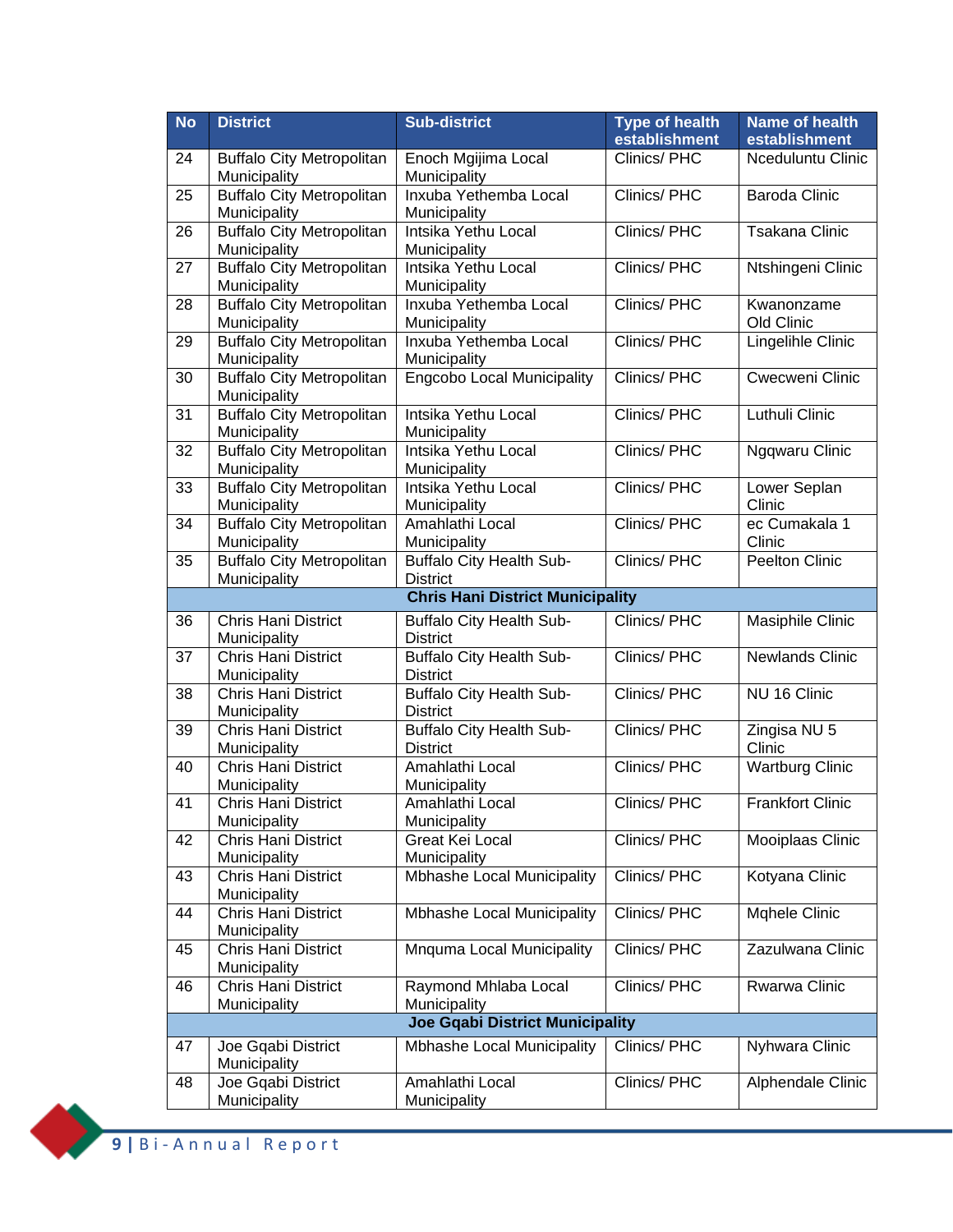| No | District | Sub-district | Type of health establishment | Name of health establishment |
|---|---|---|---|---|
| 24 | Buffalo City Metropolitan Municipality | Enoch Mgijima Local Municipality | Clinics/ PHC | Ncedululntu Clinic |
| 25 | Buffalo City Metropolitan Municipality | Inxuba Yethemba Local Municipality | Clinics/ PHC | Baroda Clinic |
| 26 | Buffalo City Metropolitan Municipality | Intsika Yethu Local Municipality | Clinics/ PHC | Tsakana Clinic |
| 27 | Buffalo City Metropolitan Municipality | Intsika Yethu Local Municipality | Clinics/ PHC | Ntshingeni Clinic |
| 28 | Buffalo City Metropolitan Municipality | Inxuba Yethemba Local Municipality | Clinics/ PHC | Kwanonzame Old Clinic |
| 29 | Buffalo City Metropolitan Municipality | Inxuba Yethemba Local Municipality | Clinics/ PHC | Lingelihle Clinic |
| 30 | Buffalo City Metropolitan Municipality | Engcobo Local Municipality | Clinics/ PHC | Cwecweni Clinic |
| 31 | Buffalo City Metropolitan Municipality | Intsika Yethu Local Municipality | Clinics/ PHC | Luthuli Clinic |
| 32 | Buffalo City Metropolitan Municipality | Intsika Yethu Local Municipality | Clinics/ PHC | Ngqwaru Clinic |
| 33 | Buffalo City Metropolitan Municipality | Intsika Yethu Local Municipality | Clinics/ PHC | Lower Seplan Clinic |
| 34 | Buffalo City Metropolitan Municipality | Amahlathi Local Municipality | Clinics/ PHC | ec Cumakala 1 Clinic |
| 35 | Buffalo City Metropolitan Municipality | Buffalo City Health Sub-District | Clinics/ PHC | Peelton Clinic |
| | | **Chris Hani District Municipality** | | |
| 36 | Chris Hani District Municipality | Buffalo City Health Sub-District | Clinics/ PHC | Masiphile Clinic |
| 37 | Chris Hani District Municipality | Buffalo City Health Sub-District | Clinics/ PHC | Newlands Clinic |
| 38 | Chris Hani District Municipality | Buffalo City Health Sub-District | Clinics/ PHC | NU 16 Clinic |
| 39 | Chris Hani District Municipality | Buffalo City Health Sub-District | Clinics/ PHC | Zingisa NU 5 Clinic |
| 40 | Chris Hani District Municipality | Amahlathi Local Municipality | Clinics/ PHC | Wartburg Clinic |
| 41 | Chris Hani District Municipality | Amahlathi Local Municipality | Clinics/ PHC | Frankfort Clinic |
| 42 | Chris Hani District Municipality | Great Kei Local Municipality | Clinics/ PHC | Mooiplaas Clinic |
| 43 | Chris Hani District Municipality | Mbhashe Local Municipality | Clinics/ PHC | Kotyana Clinic |
| 44 | Chris Hani District Municipality | Mbhashe Local Municipality | Clinics/ PHC | Mqhele Clinic |
| 45 | Chris Hani District Municipality | Mnquma Local Municipality | Clinics/ PHC | Zazulwana Clinic |
| 46 | Chris Hani District Municipality | Raymond Mhlaba Local Municipality | Clinics/ PHC | Rwarwa Clinic |
| | | **Joe Gqabi District Municipality** | | |
| 47 | Joe Gqabi District Municipality | Mbhashe Local Municipality | Clinics/ PHC | Nyhwara Clinic |
| 48 | Joe Gqabi District Municipality | Amahlathi Local Municipality | Clinics/ PHC | Alphendale Clinic |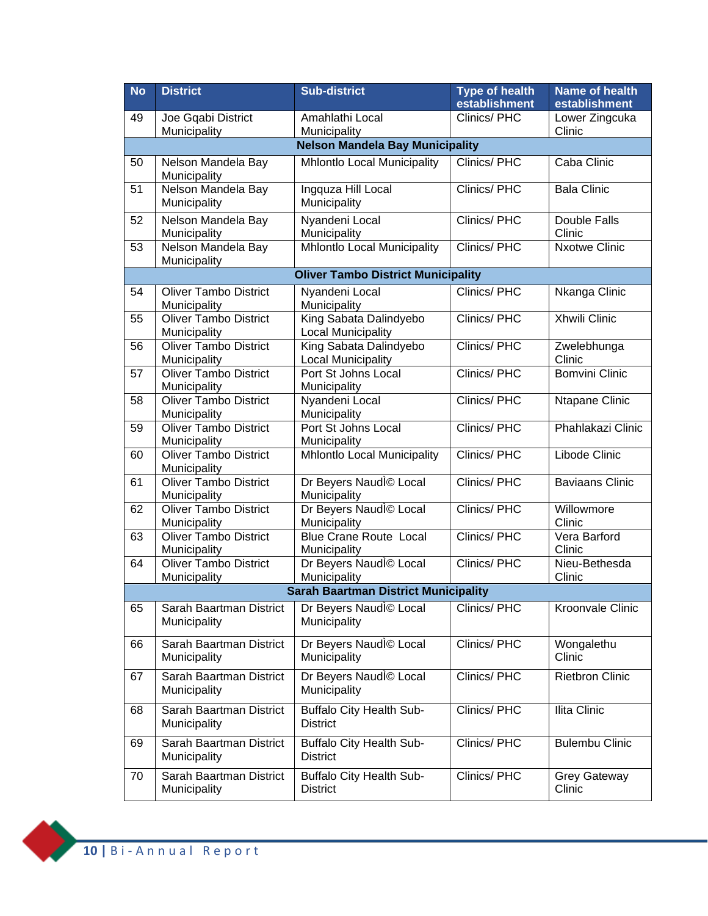| No | District | Sub-district | Type of health establishment | Name of health establishment |
|---|---|---|---|---|
| 49 | Joe Gqabi District Municipality | Amahlathi Local Municipality | Clinics/ PHC | Lower Zingcuka Clinic |
| **Nelson Mandela Bay Municipality** | | | | |
| 50 | Nelson Mandela Bay Municipality | Mhlontlo Local Municipality | Clinics/ PHC | Caba Clinic |
| 51 | Nelson Mandela Bay Municipality | Ingquza Hill Local Municipality | Clinics/ PHC | Bala Clinic |
| 52 | Nelson Mandela Bay Municipality | Nyandeni Local Municipality | Clinics/ PHC | Double Falls Clinic |
| 53 | Nelson Mandela Bay Municipality | Mhlontlo Local Municipality | Clinics/ PHC | Nxotwe Clinic |
| **Oliver Tambo District Municipality** | | | | |
| 54 | Oliver Tambo District Municipality | Nyandeni Local Municipality | Clinics/ PHC | Nkanga Clinic |
| 55 | Oliver Tambo District Municipality | King Sabata Dalindyebo Local Municipality | Clinics/ PHC | Xhwili Clinic |
| 56 | Oliver Tambo District Municipality | King Sabata Dalindyebo Local Municipality | Clinics/ PHC | Zwelebhunga Clinic |
| 57 | Oliver Tambo District Municipality | Port St Johns Local Municipality | Clinics/ PHC | Bomvini Clinic |
| 58 | Oliver Tambo District Municipality | Nyandeni Local Municipality | Clinics/ PHC | Ntapane Clinic |
| 59 | Oliver Tambo District Municipality | Port St Johns Local Municipality | Clinics/ PHC | Phahlakazi Clinic |
| 60 | Oliver Tambo District Municipality | Mhlontlo Local Municipality | Clinics/ PHC | Libode Clinic |
| 61 | Oliver Tambo District Municipality | Dr Beyers NaudÌ© Local Municipality | Clinics/ PHC | Baviaans Clinic |
| 62 | Oliver Tambo District Municipality | Dr Beyers NaudÌ© Local Municipality | Clinics/ PHC | Willowmore Clinic |
| 63 | Oliver Tambo District Municipality | Blue Crane Route Local Municipality | Clinics/ PHC | Vera Barford Clinic |
| 64 | Oliver Tambo District Municipality | Dr Beyers NaudÌ© Local Municipality | Clinics/ PHC | Nieu-Bethesda Clinic |
| **Sarah Baartman District Municipality** | | | | |
| 65 | Sarah Baartman District Municipality | Dr Beyers NaudÌ© Local Municipality | Clinics/ PHC | Kroonvale Clinic |
| 66 | Sarah Baartman District Municipality | Dr Beyers NaudÌ© Local Municipality | Clinics/ PHC | Wongalethu Clinic |
| 67 | Sarah Baartman District Municipality | Dr Beyers NaudÌ© Local Municipality | Clinics/ PHC | Rietbron Clinic |
| 68 | Sarah Baartman District Municipality | Buffalo City Health Sub-District | Clinics/ PHC | Ilita Clinic |
| 69 | Sarah Baartman District Municipality | Buffalo City Health Sub-District | Clinics/ PHC | Bulembu Clinic |
| 70 | Sarah Baartman District Municipality | Buffalo City Health Sub-District | Clinics/ PHC | Grey Gateway Clinic |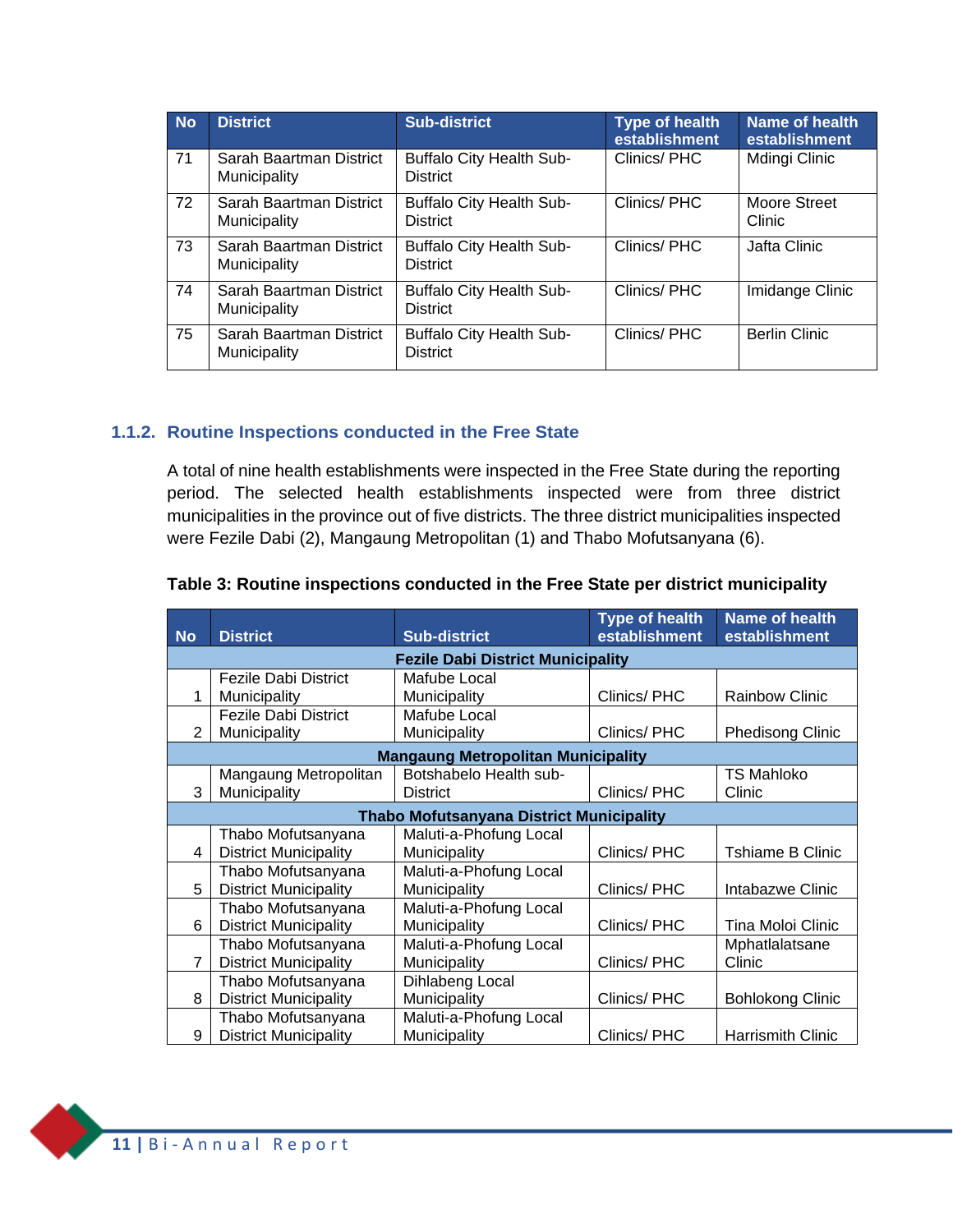| No | District | Sub-district | Type of health establishment | Name of health establishment |
|---|---|---|---|---|
| 71 | Sarah Baartman District Municipality | Buffalo City Health Sub-District | Clinics/ PHC | Mdingi Clinic |
| 72 | Sarah Baartman District Municipality | Buffalo City Health Sub-District | Clinics/ PHC | Moore Street Clinic |
| 73 | Sarah Baartman District Municipality | Buffalo City Health Sub-District | Clinics/ PHC | Jafta Clinic |
| 74 | Sarah Baartman District Municipality | Buffalo City Health Sub-District | Clinics/ PHC | Imidange Clinic |
| 75 | Sarah Baartman District Municipality | Buffalo City Health Sub-District | Clinics/ PHC | Berlin Clinic |

### 1.1.2. Routine Inspections conducted in the Free State

A total of nine health establishments were inspected in the Free State during the reporting period. The selected health establishments inspected were from three district municipalities in the province out of five districts. The three district municipalities inspected were Fezile Dabi (2), Mangaung Metropolitan (1) and Thabo Mofutsanyana (6).

**Table 3: Routine inspections conducted in the Free State per district municipality**

| No | District | Sub-district | Type of health establishment | Name of health establishment |
|---|---|---|---|---|
| **Fezile Dabi District Municipality** | | | | |
| 1 | Fezile Dabi District Municipality | Mafube Local Municipality | Clinics/ PHC | Rainbow Clinic |
| 2 | Fezile Dabi District Municipality | Mafube Local Municipality | Clinics/ PHC | Phedisong Clinic |
| **Mangaung Metropolitan Municipality** | | | | |
| 3 | Mangaung Metropolitan Municipality | Botshabelo Health sub-District | Clinics/ PHC | TS Mahloko Clinic |
| **Thabo Mofutsanyana District Municipality** | | | | |
| 4 | Thabo Mofutsanyana District Municipality | Maluti-a-Phofung Local Municipality | Clinics/ PHC | Tshiame B Clinic |
| 5 | Thabo Mofutsanyana District Municipality | Maluti-a-Phofung Local Municipality | Clinics/ PHC | Intabazwe Clinic |
| 6 | Thabo Mofutsanyana District Municipality | Maluti-a-Phofung Local Municipality | Clinics/ PHC | Tina Moloi Clinic |
| 7 | Thabo Mofutsanyana District Municipality | Maluti-a-Phofung Local Municipality | Clinics/ PHC | Mphatlalatsane Clinic |
| 8 | Thabo Mofutsanyana District Municipality | Dihlabeng Local Municipality | Clinics/ PHC | Bohlokong Clinic |
| 9 | Thabo Mofutsanyana District Municipality | Maluti-a-Phofung Local Municipality | Clinics/ PHC | Harrismith Clinic |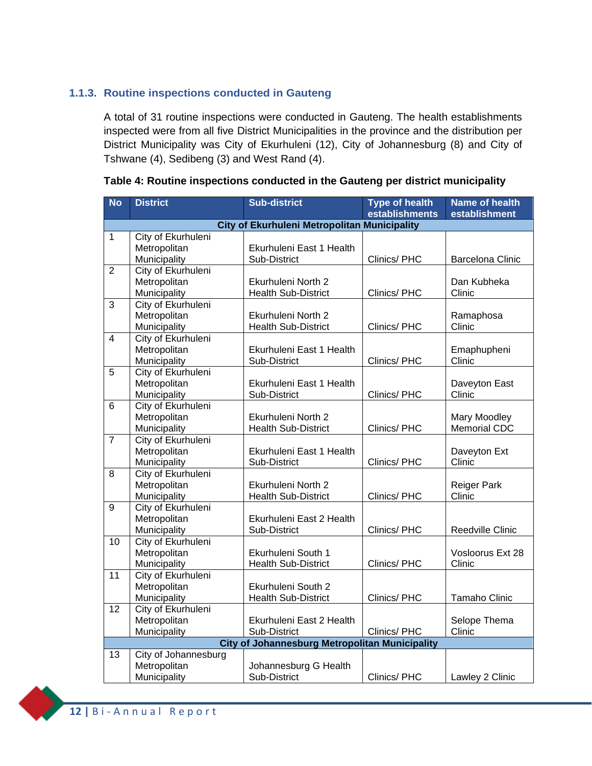### 1.1.3. Routine inspections conducted in Gauteng

A total of 31 routine inspections were conducted in Gauteng. The health establishments inspected were from all five District Municipalities in the province and the distribution per District Municipality was City of Ekurhuleni (12), City of Johannesburg (8) and City of Tshwane (4), Sedibeng (3) and West Rand (4).

**Table 4: Routine inspections conducted in the Gauteng per district municipality**

| No | District | Sub-district | Type of health establishments | Name of health establishment |
|---|---|---|---|---|
| **City of Ekurhuleni Metropolitan Municipality** | | | | |
| 1 | City of Ekurhuleni Metropolitan Municipality | Ekurhuleni East 1 Health Sub-District | Clinics/ PHC | Barcelona Clinic |
| 2 | City of Ekurhuleni Metropolitan Municipality | Ekurhuleni North 2 Health Sub-District | Clinics/ PHC | Dan Kubheka Clinic |
| 3 | City of Ekurhuleni Metropolitan Municipality | Ekurhuleni North 2 Health Sub-District | Clinics/ PHC | Ramaphosa Clinic |
| 4 | City of Ekurhuleni Metropolitan Municipality | Ekurhuleni East 1 Health Sub-District | Clinics/ PHC | Emaphupheni Clinic |
| 5 | City of Ekurhuleni Metropolitan Municipality | Ekurhuleni East 1 Health Sub-District | Clinics/ PHC | Daveyton East Clinic |
| 6 | City of Ekurhuleni Metropolitan Municipality | Ekurhuleni North 2 Health Sub-District | Clinics/ PHC | Mary Moodley Memorial CDC |
| 7 | City of Ekurhuleni Metropolitan Municipality | Ekurhuleni East 1 Health Sub-District | Clinics/ PHC | Daveyton Ext Clinic |
| 8 | City of Ekurhuleni Metropolitan Municipality | Ekurhuleni North 2 Health Sub-District | Clinics/ PHC | Reiger Park Clinic |
| 9 | City of Ekurhuleni Metropolitan Municipality | Ekurhuleni East 2 Health Sub-District | Clinics/ PHC | Reedville Clinic |
| 10 | City of Ekurhuleni Metropolitan Municipality | Ekurhuleni South 1 Health Sub-District | Clinics/ PHC | Vosloorus Ext 28 Clinic |
| 11 | City of Ekurhuleni Metropolitan Municipality | Ekurhuleni South 2 Health Sub-District | Clinics/ PHC | Tamaho Clinic |
| 12 | City of Ekurhuleni Metropolitan Municipality | Ekurhuleni East 2 Health Sub-District | Clinics/ PHC | Selope Thema Clinic |
| **City of Johannesburg Metropolitan Municipality** | | | | |
| 13 | City of Johannesburg Metropolitan Municipality | Johannesburg G Health Sub-District | Clinics/ PHC | Lawley 2 Clinic |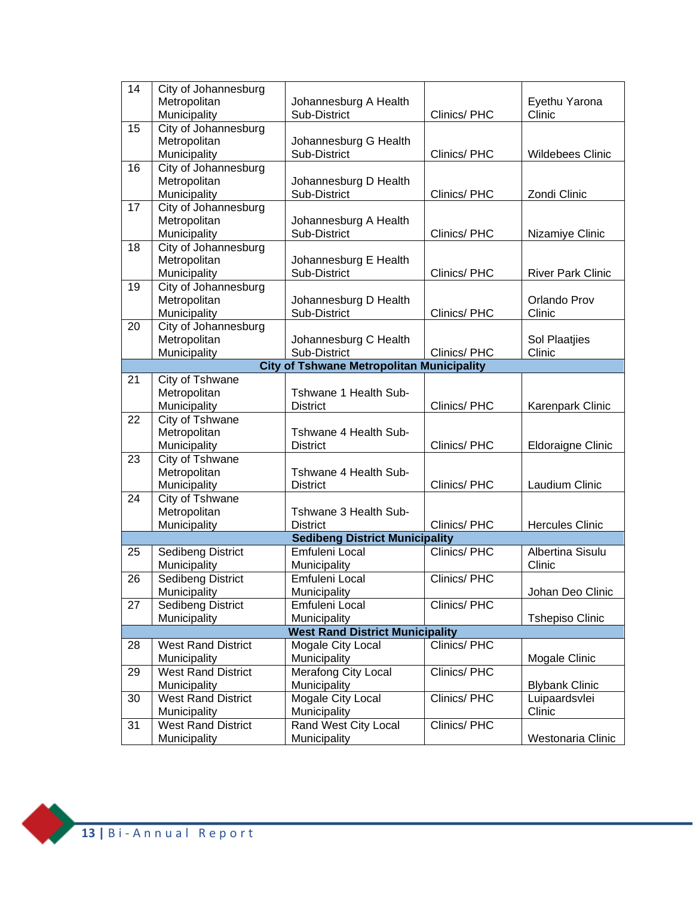| 14 | City of Johannesburg Metropolitan Municipality | Johannesburg A Health Sub-District | Clinics/ PHC | Eyethu Yarona Clinic |
|---|---|---|---|---|
| 15 | City of Johannesburg Metropolitan Municipality | Johannesburg G Health Sub-District | Clinics/ PHC | Wildebees Clinic |
| 16 | City of Johannesburg Metropolitan Municipality | Johannesburg D Health Sub-District | Clinics/ PHC | Zondi Clinic |
| 17 | City of Johannesburg Metropolitan Municipality | Johannesburg A Health Sub-District | Clinics/ PHC | Nizamiye Clinic |
| 18 | City of Johannesburg Metropolitan Municipality | Johannesburg E Health Sub-District | Clinics/ PHC | River Park Clinic |
| 19 | City of Johannesburg Metropolitan Municipality | Johannesburg D Health Sub-District | Clinics/ PHC | Orlando Prov Clinic |
| 20 | City of Johannesburg Metropolitan Municipality | Johannesburg C Health Sub-District | Clinics/ PHC | Sol Plaatjies Clinic |
| **City of Tshwane Metropolitan Municipality** | | | | |
| 21 | City of Tshwane Metropolitan Municipality | Tshwane 1 Health Sub-District | Clinics/ PHC | Karenpark Clinic |
| 22 | City of Tshwane Metropolitan Municipality | Tshwane 4 Health Sub-District | Clinics/ PHC | Eldoraigne Clinic |
| 23 | City of Tshwane Metropolitan Municipality | Tshwane 4 Health Sub-District | Clinics/ PHC | Laudium Clinic |
| 24 | City of Tshwane Metropolitan Municipality | Tshwane 3 Health Sub-District | Clinics/ PHC | Hercules Clinic |
| **Sedibeng District Municipality** | | | | |
| 25 | Sedibeng District Municipality | Emfuleni Local Municipality | Clinics/ PHC | Albertina Sisulu Clinic |
| 26 | Sedibeng District Municipality | Emfuleni Local Municipality | Clinics/ PHC | Johan Deo Clinic |
| 27 | Sedibeng District Municipality | Emfuleni Local Municipality | Clinics/ PHC | Tshepiso Clinic |
| **West Rand District Municipality** | | | | |
| 28 | West Rand District Municipality | Mogale City Local Municipality | Clinics/ PHC | Mogale Clinic |
| 29 | West Rand District Municipality | Merafong City Local Municipality | Clinics/ PHC | Blybank Clinic |
| 30 | West Rand District Municipality | Mogale City Local Municipality | Clinics/ PHC | Luipaardsvlei Clinic |
| 31 | West Rand District Municipality | Rand West City Local Municipality | Clinics/ PHC | Westonaria Clinic |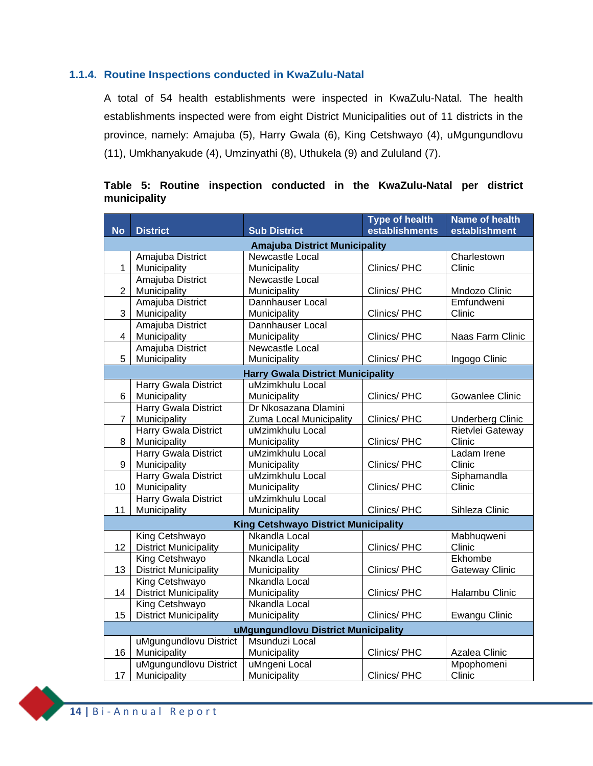### 1.1.4. Routine Inspections conducted in KwaZulu-Natal

A total of 54 health establishments were inspected in KwaZulu-Natal. The health establishments inspected were from eight District Municipalities out of 11 districts in the province, namely: Amajuba (5), Harry Gwala (6), King Cetshwayo (4), uMgungundlovu (11), Umkhanyakude (4), Umzinyathi (8), Uthukela (9) and Zululand (7).

**Table 5: Routine inspection conducted in the KwaZulu-Natal per district municipality**

| No | District | Sub District | Type of health establishments | Name of health establishment |
|---|---|---|---|---|
| | | **Amajuba District Municipality** | | |
| 1 | Amajuba District Municipality | Newcastle Local Municipality | Clinics/ PHC | Charlestown Clinic |
| 2 | Amajuba District Municipality | Newcastle Local Municipality | Clinics/ PHC | Mndozo Clinic |
| 3 | Amajuba District Municipality | Dannhauser Local Municipality | Clinics/ PHC | Emfundweni Clinic |
| 4 | Amajuba District Municipality | Dannhauser Local Municipality | Clinics/ PHC | Naas Farm Clinic |
| 5 | Amajuba District Municipality | Newcastle Local Municipality | Clinics/ PHC | Ingogo Clinic |
| | | **Harry Gwala District Municipality** | | |
| 6 | Harry Gwala District Municipality | uMzimkhulu Local Municipality | Clinics/ PHC | Gowanlee Clinic |
| 7 | Harry Gwala District Municipality | Dr Nkosazana Dlamini Zuma Local Municipality | Clinics/ PHC | Underberg Clinic |
| 8 | Harry Gwala District Municipality | uMzimkhulu Local Municipality | Clinics/ PHC | Rietvlei Gateway Clinic |
| 9 | Harry Gwala District Municipality | uMzimkhulu Local Municipality | Clinics/ PHC | Ladam Irene Clinic |
| 10 | Harry Gwala District Municipality | uMzimkhulu Local Municipality | Clinics/ PHC | Siphamandla Clinic |
| 11 | Harry Gwala District Municipality | uMzimkhulu Local Municipality | Clinics/ PHC | Sihleza Clinic |
| | | **King Cetshwayo District Municipality** | | |
| 12 | King Cetshwayo District Municipality | Nkandla Local Municipality | Clinics/ PHC | Mabhuqweni Clinic |
| 13 | King Cetshwayo District Municipality | Nkandla Local Municipality | Clinics/ PHC | Ekhombe Gateway Clinic |
| 14 | King Cetshwayo District Municipality | Nkandla Local Municipality | Clinics/ PHC | Halambu Clinic |
| 15 | King Cetshwayo District Municipality | Nkandla Local Municipality | Clinics/ PHC | Ewangu Clinic |
| | | **uMgungundlovu District Municipality** | | |
| 16 | uMgungundlovu District Municipality | Msunduzi Local Municipality | Clinics/ PHC | Azalea Clinic |
| 17 | uMgungundlovu District Municipality | uMngeni Local Municipality | Clinics/ PHC | Mpophomeni Clinic |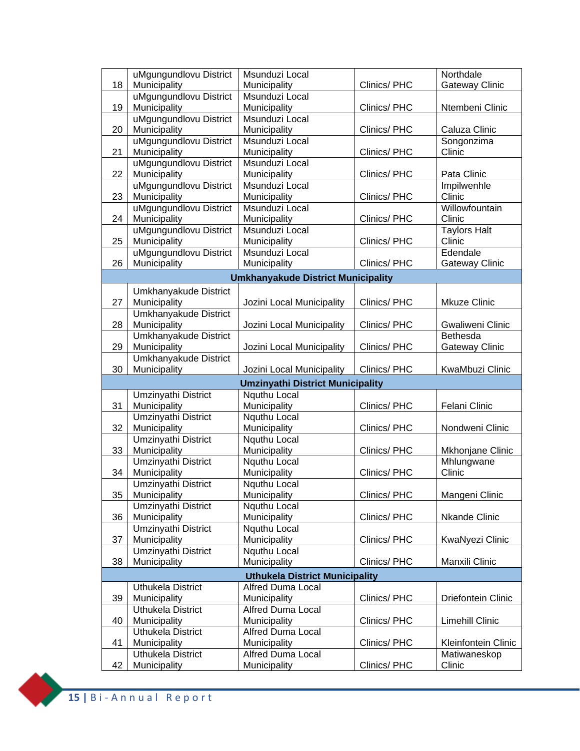| 18 | uMgungundlovu District Municipality | Msunduzi Local Municipality | Clinics/ PHC | Northdale Gateway Clinic |
|---|---|---|---|---|
| 19 | uMgungundlovu District Municipality | Msunduzi Local Municipality | Clinics/ PHC | Ntembeni Clinic |
| 20 | uMgungundlovu District Municipality | Msunduzi Local Municipality | Clinics/ PHC | Caluza Clinic |
| 21 | uMgungundlovu District Municipality | Msunduzi Local Municipality | Clinics/ PHC | Songonzima Clinic |
| 22 | uMgungundlovu District Municipality | Msunduzi Local Municipality | Clinics/ PHC | Pata Clinic |
| 23 | uMgungundlovu District Municipality | Msunduzi Local Municipality | Clinics/ PHC | Impilwenhle Clinic |
| 24 | uMgungundlovu District Municipality | Msunduzi Local Municipality | Clinics/ PHC | Willowfountain Clinic |
| 25 | uMgungundlovu District Municipality | Msunduzi Local Municipality | Clinics/ PHC | Taylors Halt Clinic |
| 26 | uMgungundlovu District Municipality | Msunduzi Local Municipality | Clinics/ PHC | Edendale Gateway Clinic |
| | | **Umkhanyakude District Municipality** | | |
| 27 | Umkhanyakude District Municipality | Jozini Local Municipality | Clinics/ PHC | Mkuze Clinic |
| 28 | Umkhanyakude District Municipality | Jozini Local Municipality | Clinics/ PHC | Gwaliweni Clinic |
| 29 | Umkhanyakude District Municipality | Jozini Local Municipality | Clinics/ PHC | Bethesda Gateway Clinic |
| 30 | Umkhanyakude District Municipality | Jozini Local Municipality | Clinics/ PHC | KwaMbuzi Clinic |
| | | **Umzinyathi District Municipality** | | |
| 31 | Umzinyathi District Municipality | Nquthu Local Municipality | Clinics/ PHC | Felani Clinic |
| 32 | Umzinyathi District Municipality | Nquthu Local Municipality | Clinics/ PHC | Nondweni Clinic |
| 33 | Umzinyathi District Municipality | Nquthu Local Municipality | Clinics/ PHC | Mkhonjane Clinic |
| 34 | Umzinyathi District Municipality | Nquthu Local Municipality | Clinics/ PHC | Mhlungwane Clinic |
| 35 | Umzinyathi District Municipality | Nquthu Local Municipality | Clinics/ PHC | Mangeni Clinic |
| 36 | Umzinyathi District Municipality | Nquthu Local Municipality | Clinics/ PHC | Nkande Clinic |
| 37 | Umzinyathi District Municipality | Nquthu Local Municipality | Clinics/ PHC | KwaNyezi Clinic |
| 38 | Umzinyathi District Municipality | Nquthu Local Municipality | Clinics/ PHC | Manxili Clinic |
| | | **Uthukela District Municipality** | | |
| 39 | Uthukela District Municipality | Alfred Duma Local Municipality | Clinics/ PHC | Driefontein Clinic |
| 40 | Uthukela District Municipality | Alfred Duma Local Municipality | Clinics/ PHC | Limehill Clinic |
| 41 | Uthukela District Municipality | Alfred Duma Local Municipality | Clinics/ PHC | Kleinfontein Clinic |
| 42 | Uthukela District Municipality | Alfred Duma Local Municipality | Clinics/ PHC | Matiwaneskop Clinic |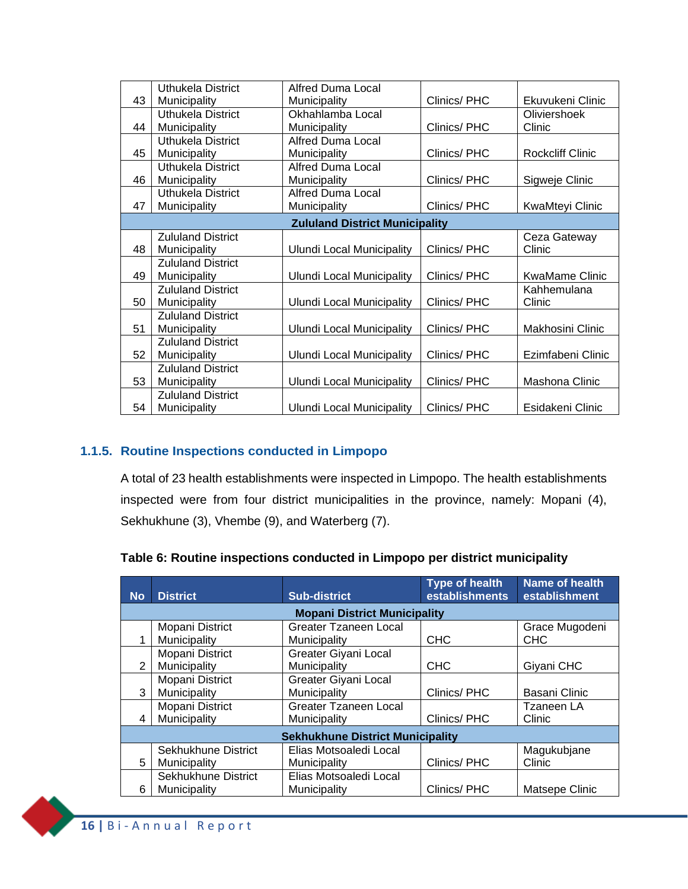| | | | | |
|---|---|---|---|---|
| 43 | Uthukela District Municipality | Alfred Duma Local Municipality | Clinics/ PHC | Ekuvukeni Clinic |
| 44 | Uthukela District Municipality | Okhahlamba Local Municipality | Clinics/ PHC | Oliviershoek Clinic |
| 45 | Uthukela District Municipality | Alfred Duma Local Municipality | Clinics/ PHC | Rockcliff Clinic |
| 46 | Uthukela District Municipality | Alfred Duma Local Municipality | Clinics/ PHC | Sigweje Clinic |
| 47 | Uthukela District Municipality | Alfred Duma Local Municipality | Clinics/ PHC | KwaMteyi Clinic |
| **Zululand District Municipality** | | | | |
| 48 | Zululand District Municipality | Ulundi Local Municipality | Clinics/ PHC | Ceza Gateway Clinic |
| 49 | Zululand District Municipality | Ulundi Local Municipality | Clinics/ PHC | KwaMame Clinic |
| 50 | Zululand District Municipality | Ulundi Local Municipality | Clinics/ PHC | Kahhemulana Clinic |
| 51 | Zululand District Municipality | Ulundi Local Municipality | Clinics/ PHC | Makhosini Clinic |
| 52 | Zululand District Municipality | Ulundi Local Municipality | Clinics/ PHC | Ezimfabeni Clinic |
| 53 | Zululand District Municipality | Ulundi Local Municipality | Clinics/ PHC | Mashona Clinic |
| 54 | Zululand District Municipality | Ulundi Local Municipality | Clinics/ PHC | Esidakeni Clinic |

### 1.1.5. Routine Inspections conducted in Limpopo

A total of 23 health establishments were inspected in Limpopo. The health establishments inspected were from four district municipalities in the province, namely: Mopani (4), Sekhukhune (3), Vhembe (9), and Waterberg (7).

**Table 6: Routine inspections conducted in Limpopo per district municipality**

| No | District | Sub-district | Type of health establishments | Name of health establishment |
|---|---|---|---|---|
| **Mopani District Municipality** | | | | |
| 1 | Mopani District Municipality | Greater Tzaneen Local Municipality | CHC | Grace Mugodeni CHC |
| 2 | Mopani District Municipality | Greater Giyani Local Municipality | CHC | Giyani CHC |
| 3 | Mopani District Municipality | Greater Giyani Local Municipality | Clinics/ PHC | Basani Clinic |
| 4 | Mopani District Municipality | Greater Tzaneen Local Municipality | Clinics/ PHC | Tzaneen LA Clinic |
| **Sekhukhune District Municipality** | | | | |
| 5 | Sekhukhune District Municipality | Elias Motsoaledi Local Municipality | Clinics/ PHC | Magukubjane Clinic |
| 6 | Sekhukhune District Municipality | Elias Motsoaledi Local Municipality | Clinics/ PHC | Matsepe Clinic |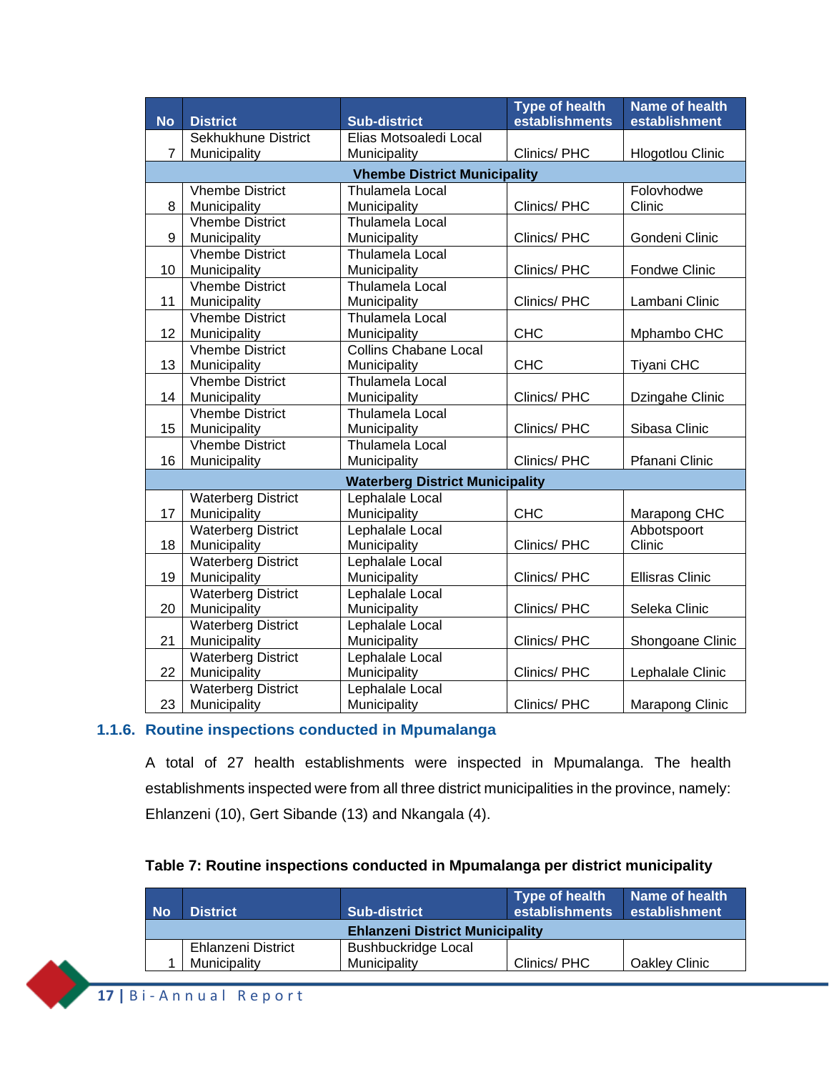| No | District | Sub-district | Type of health establishments | Name of health establishment |
|---|---|---|---|---|
| 7 | Sekhukhune District Municipality | Elias Motsoaledi Local Municipality | Clinics/ PHC | Hlogotlou Clinic |
| **Vhembe District Municipality** | | | | |
| 8 | Vhembe District Municipality | Thulamela Local Municipality | Clinics/ PHC | Folovhodwe Clinic |
| 9 | Vhembe District Municipality | Thulamela Local Municipality | Clinics/ PHC | Gondeni Clinic |
| 10 | Vhembe District Municipality | Thulamela Local Municipality | Clinics/ PHC | Fondwe Clinic |
| 11 | Vhembe District Municipality | Thulamela Local Municipality | Clinics/ PHC | Lambani Clinic |
| 12 | Vhembe District Municipality | Thulamela Local Municipality | CHC | Mphambo CHC |
| 13 | Vhembe District Municipality | Collins Chabane Local Municipality | CHC | Tiyani CHC |
| 14 | Vhembe District Municipality | Thulamela Local Municipality | Clinics/ PHC | Dzingahe Clinic |
| 15 | Vhembe District Municipality | Thulamela Local Municipality | Clinics/ PHC | Sibasa Clinic |
| 16 | Vhembe District Municipality | Thulamela Local Municipality | Clinics/ PHC | Pfanani Clinic |
| **Waterberg District Municipality** | | | | |
| 17 | Waterberg District Municipality | Lephalale Local Municipality | CHC | Marapong CHC |
| 18 | Waterberg District Municipality | Lephalale Local Municipality | Clinics/ PHC | Abbotspoort Clinic |
| 19 | Waterberg District Municipality | Lephalale Local Municipality | Clinics/ PHC | Ellisras Clinic |
| 20 | Waterberg District Municipality | Lephalale Local Municipality | Clinics/ PHC | Seleka Clinic |
| 21 | Waterberg District Municipality | Lephalale Local Municipality | Clinics/ PHC | Shongoane Clinic |
| 22 | Waterberg District Municipality | Lephalale Local Municipality | Clinics/ PHC | Lephalale Clinic |
| 23 | Waterberg District Municipality | Lephalale Local Municipality | Clinics/ PHC | Marapong Clinic |

### 1.1.6. Routine inspections conducted in Mpumalanga

A total of 27 health establishments were inspected in Mpumalanga. The health establishments inspected were from all three district municipalities in the province, namely: Ehlanzeni (10), Gert Sibande (13) and Nkangala (4).

**Table 7: Routine inspections conducted in Mpumalanga per district municipality**

| No | District | Sub-district | Type of health establishments | Name of health establishment |
|---|---|---|---|---|
| **Ehlanzeni District Municipality** | | | | |
| 1 | Ehlanzeni District Municipality | Bushbuckridge Local Municipality | Clinics/ PHC | Oakley Clinic |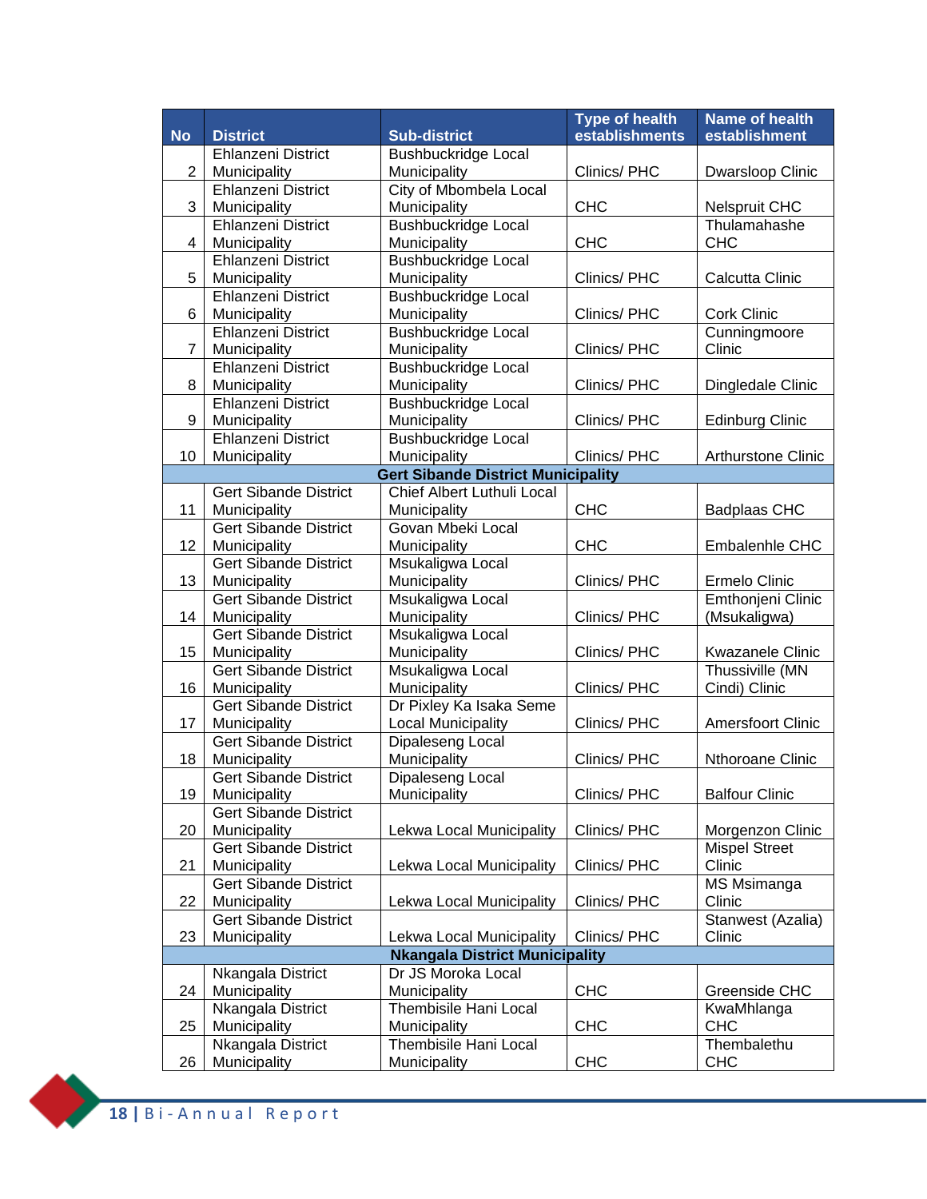| No | District | Sub-district | Type of health establishments | Name of health establishment |
|---|---|---|---|---|
| 2 | Ehlanzeni District Municipality | Bushbuckridge Local Municipality | Clinics/ PHC | Dwarsloop Clinic |
| 3 | Ehlanzeni District Municipality | City of Mbombela Local Municipality | CHC | Nelspruit CHC |
| 4 | Ehlanzeni District Municipality | Bushbuckridge Local Municipality | CHC | Thulamahashe CHC |
| 5 | Ehlanzeni District Municipality | Bushbuckridge Local Municipality | Clinics/ PHC | Calcutta Clinic |
| 6 | Ehlanzeni District Municipality | Bushbuckridge Local Municipality | Clinics/ PHC | Cork Clinic |
| 7 | Ehlanzeni District Municipality | Bushbuckridge Local Municipality | Clinics/ PHC | Cunningmoore Clinic |
| 8 | Ehlanzeni District Municipality | Bushbuckridge Local Municipality | Clinics/ PHC | Dingledale Clinic |
| 9 | Ehlanzeni District Municipality | Bushbuckridge Local Municipality | Clinics/ PHC | Edinburg Clinic |
| 10 | Ehlanzeni District Municipality | Bushbuckridge Local Municipality | Clinics/ PHC | Arthurstone Clinic |
| **Gert Sibande District Municipality** | | | | |
| 11 | Gert Sibande District Municipality | Chief Albert Luthuli Local Municipality | CHC | Badplaas CHC |
| 12 | Gert Sibande District Municipality | Govan Mbeki Local Municipality | CHC | Embalenhle CHC |
| 13 | Gert Sibande District Municipality | Msukaligwa Local Municipality | Clinics/ PHC | Ermelo Clinic |
| 14 | Gert Sibande District Municipality | Msukaligwa Local Municipality | Clinics/ PHC | Emthonjeni Clinic (Msukaligwa) |
| 15 | Gert Sibande District Municipality | Msukaligwa Local Municipality | Clinics/ PHC | Kwazanele Clinic |
| 16 | Gert Sibande District Municipality | Msukaligwa Local Municipality | Clinics/ PHC | Thussiville (MN Cindi) Clinic |
| 17 | Gert Sibande District Municipality | Dr Pixley Ka Isaka Seme Local Municipality | Clinics/ PHC | Amersfoort Clinic |
| 18 | Gert Sibande District Municipality | Dipaleseng Local Municipality | Clinics/ PHC | Nthoroane Clinic |
| 19 | Gert Sibande District Municipality | Dipaleseng Local Municipality | Clinics/ PHC | Balfour Clinic |
| 20 | Gert Sibande District Municipality | Lekwa Local Municipality | Clinics/ PHC | Morgenzon Clinic |
| 21 | Gert Sibande District Municipality | Lekwa Local Municipality | Clinics/ PHC | Mispel Street Clinic |
| 22 | Gert Sibande District Municipality | Lekwa Local Municipality | Clinics/ PHC | MS Msimanga Clinic |
| 23 | Gert Sibande District Municipality | Lekwa Local Municipality | Clinics/ PHC | Stanwest (Azalia) Clinic |
| **Nkangala District Municipality** | | | | |
| 24 | Nkangala District Municipality | Dr JS Moroka Local Municipality | CHC | Greenside CHC |
| 25 | Nkangala District Municipality | Thembisile Hani Local Municipality | CHC | KwaMhlanga CHC |
| 26 | Nkangala District Municipality | Thembisile Hani Local Municipality | CHC | Thembalethu CHC |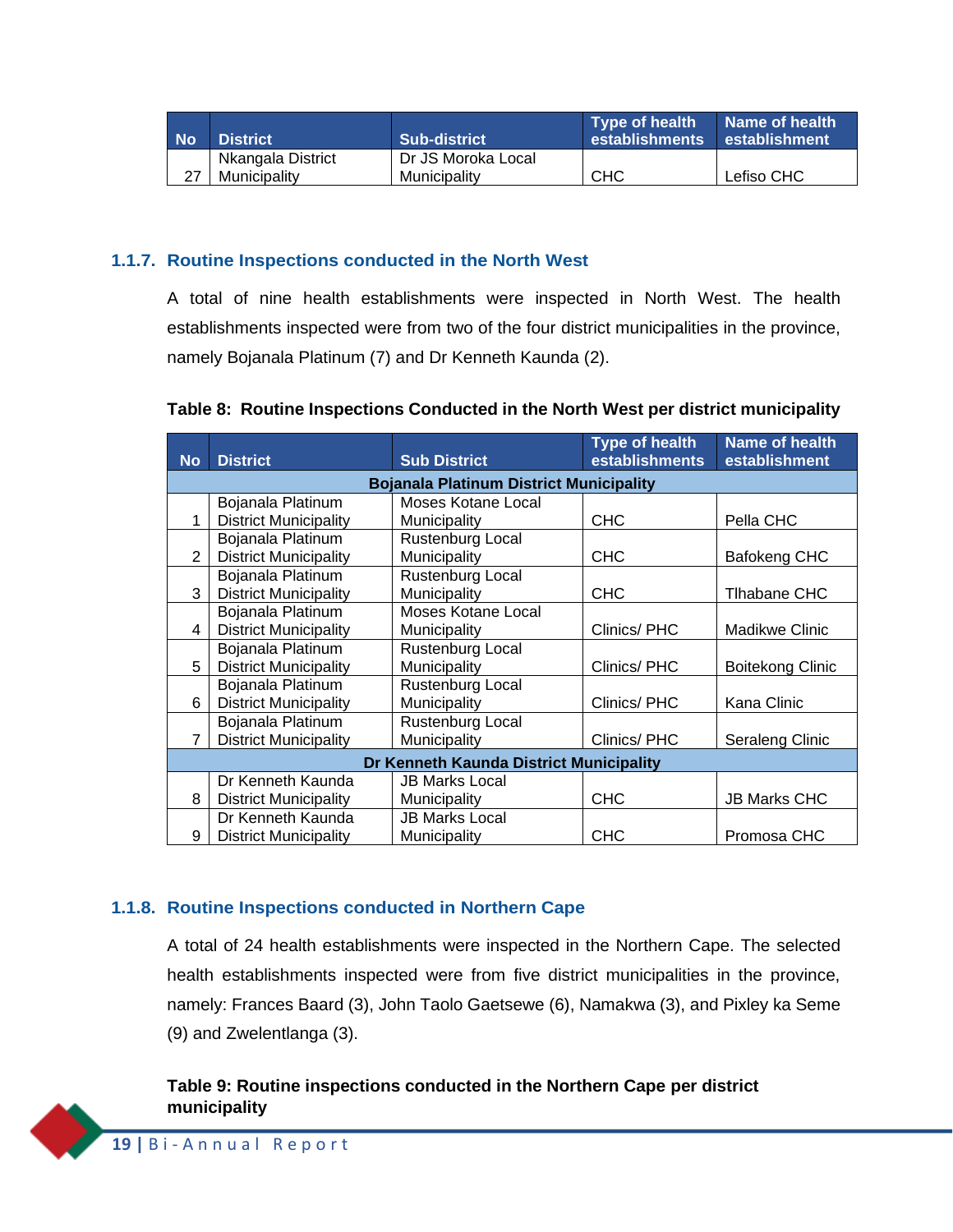| No | District | Sub-district | Type of health establishments | Name of health establishment |
|---|---|---|---|---|
| 27 | Nkangala District Municipality | Dr JS Moroka Local Municipality | CHC | Lefiso CHC |

### 1.1.7. Routine Inspections conducted in the North West

A total of nine health establishments were inspected in North West. The health establishments inspected were from two of the four district municipalities in the province, namely Bojanala Platinum (7) and Dr Kenneth Kaunda (2).

**Table 8: Routine Inspections Conducted in the North West per district municipality**

| No | District | Sub District | Type of health establishments | Name of health establishment |
|---|---|---|---|---|
| **Bojanala Platinum District Municipality** | | | | |
| 1 | Bojanala Platinum District Municipality | Moses Kotane Local Municipality | CHC | Pella CHC |
| 2 | Bojanala Platinum District Municipality | Rustenburg Local Municipality | CHC | Bafokeng CHC |
| 3 | Bojanala Platinum District Municipality | Rustenburg Local Municipality | CHC | Tlhabane CHC |
| 4 | Bojanala Platinum District Municipality | Moses Kotane Local Municipality | Clinics/ PHC | Madikwe Clinic |
| 5 | Bojanala Platinum District Municipality | Rustenburg Local Municipality | Clinics/ PHC | Boitekong Clinic |
| 6 | Bojanala Platinum District Municipality | Rustenburg Local Municipality | Clinics/ PHC | Kana Clinic |
| 7 | Bojanala Platinum District Municipality | Rustenburg Local Municipality | Clinics/ PHC | Seraleng Clinic |
| **Dr Kenneth Kaunda District Municipality** | | | | |
| 8 | Dr Kenneth Kaunda District Municipality | JB Marks Local Municipality | CHC | JB Marks CHC |
| 9 | Dr Kenneth Kaunda District Municipality | JB Marks Local Municipality | CHC | Promosa CHC |

### 1.1.8. Routine Inspections conducted in Northern Cape

A total of 24 health establishments were inspected in the Northern Cape. The selected health establishments inspected were from five district municipalities in the province, namely: Frances Baard (3), John Taolo Gaetsewe (6), Namakwa (3), and Pixley ka Seme (9) and Zwelentlanga (3).

**Table 9: Routine inspections conducted in the Northern Cape per district municipality**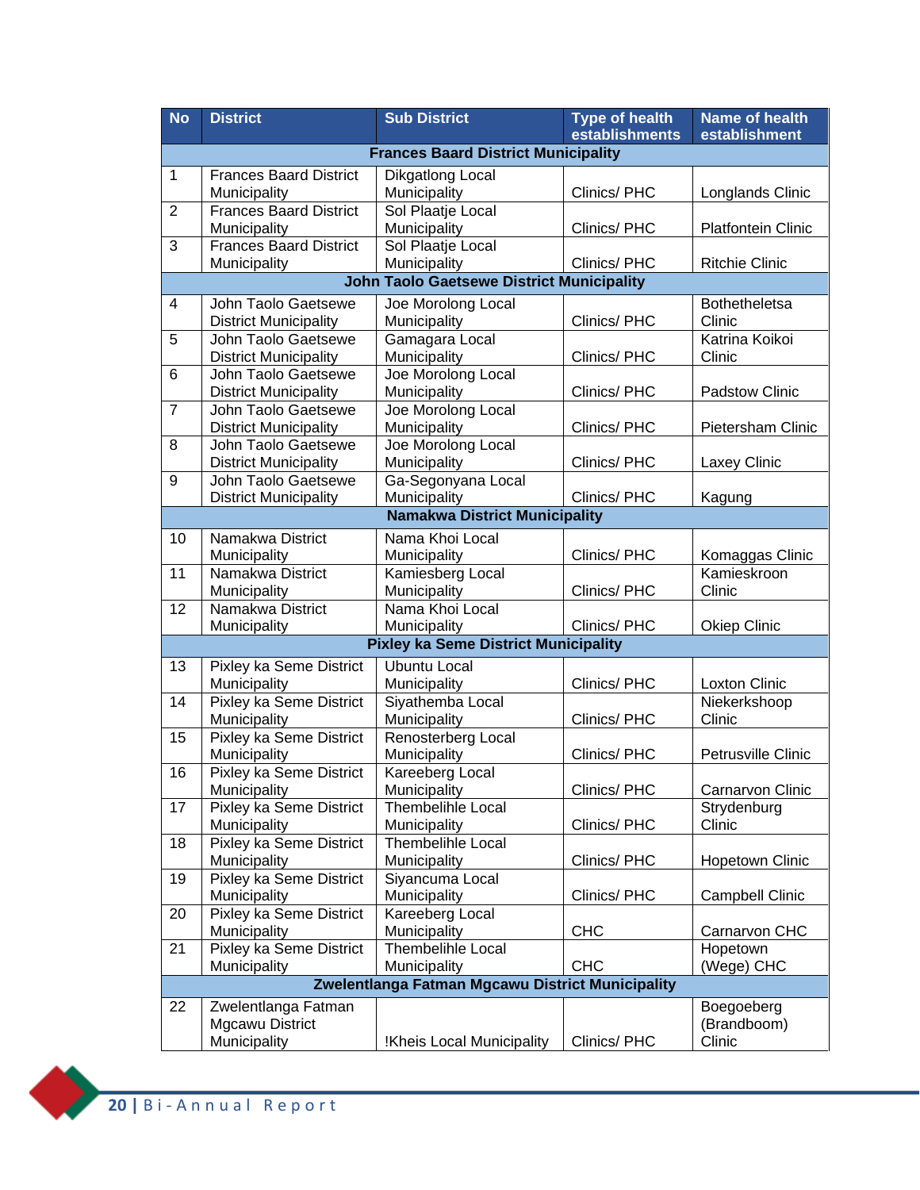| No | District | Sub District | Type of health establishments | Name of health establishment |
|---|---|---|---|---|
| **Frances Baard District Municipality** | | | | |
| 1 | Frances Baard District Municipality | Dikgatlong Local Municipality | Clinics/ PHC | Longlands Clinic |
| 2 | Frances Baard District Municipality | Sol Plaatje Local Municipality | Clinics/ PHC | Platfontein Clinic |
| 3 | Frances Baard District Municipality | Sol Plaatje Local Municipality | Clinics/ PHC | Ritchie Clinic |
| **John Taolo Gaetsewe District Municipality** | | | | |
| 4 | John Taolo Gaetsewe District Municipality | Joe Morolong Local Municipality | Clinics/ PHC | Bothetheletsa Clinic |
| 5 | John Taolo Gaetsewe District Municipality | Gamagara Local Municipality | Clinics/ PHC | Katrina Koikoi Clinic |
| 6 | John Taolo Gaetsewe District Municipality | Joe Morolong Local Municipality | Clinics/ PHC | Padstow Clinic |
| 7 | John Taolo Gaetsewe District Municipality | Joe Morolong Local Municipality | Clinics/ PHC | Pietersham Clinic |
| 8 | John Taolo Gaetsewe District Municipality | Joe Morolong Local Municipality | Clinics/ PHC | Laxey Clinic |
| 9 | John Taolo Gaetsewe District Municipality | Ga-Segonyana Local Municipality | Clinics/ PHC | Kagung |
| **Namakwa District Municipality** | | | | |
| 10 | Namakwa District Municipality | Nama Khoi Local Municipality | Clinics/ PHC | Komaggas Clinic |
| 11 | Namakwa District Municipality | Kamiesberg Local Municipality | Clinics/ PHC | Kamieskroon Clinic |
| 12 | Namakwa District Municipality | Nama Khoi Local Municipality | Clinics/ PHC | Okiep Clinic |
| **Pixley ka Seme District Municipality** | | | | |
| 13 | Pixley ka Seme District Municipality | Ubuntu Local Municipality | Clinics/ PHC | Loxton Clinic |
| 14 | Pixley ka Seme District Municipality | Siyathemba Local Municipality | Clinics/ PHC | Niekerkshoop Clinic |
| 15 | Pixley ka Seme District Municipality | Renosterberg Local Municipality | Clinics/ PHC | Petrusville Clinic |
| 16 | Pixley ka Seme District Municipality | Kareeberg Local Municipality | Clinics/ PHC | Carnarvon Clinic |
| 17 | Pixley ka Seme District Municipality | Thembelihle Local Municipality | Clinics/ PHC | Strydenburg Clinic |
| 18 | Pixley ka Seme District Municipality | Thembelihle Local Municipality | Clinics/ PHC | Hopetown Clinic |
| 19 | Pixley ka Seme District Municipality | Siyancuma Local Municipality | Clinics/ PHC | Campbell Clinic |
| 20 | Pixley ka Seme District Municipality | Kareeberg Local Municipality | CHC | Carnarvon CHC |
| 21 | Pixley ka Seme District Municipality | Thembelihle Local Municipality | CHC | Hopetown (Wege) CHC |
| **Zwelentlanga Fatman Mgcawu District Municipality** | | | | |
| 22 | Zwelentlanga Fatman Mgcawu District Municipality | !Kheis Local Municipality | Clinics/ PHC | Boegoeberg (Brandboom) Clinic |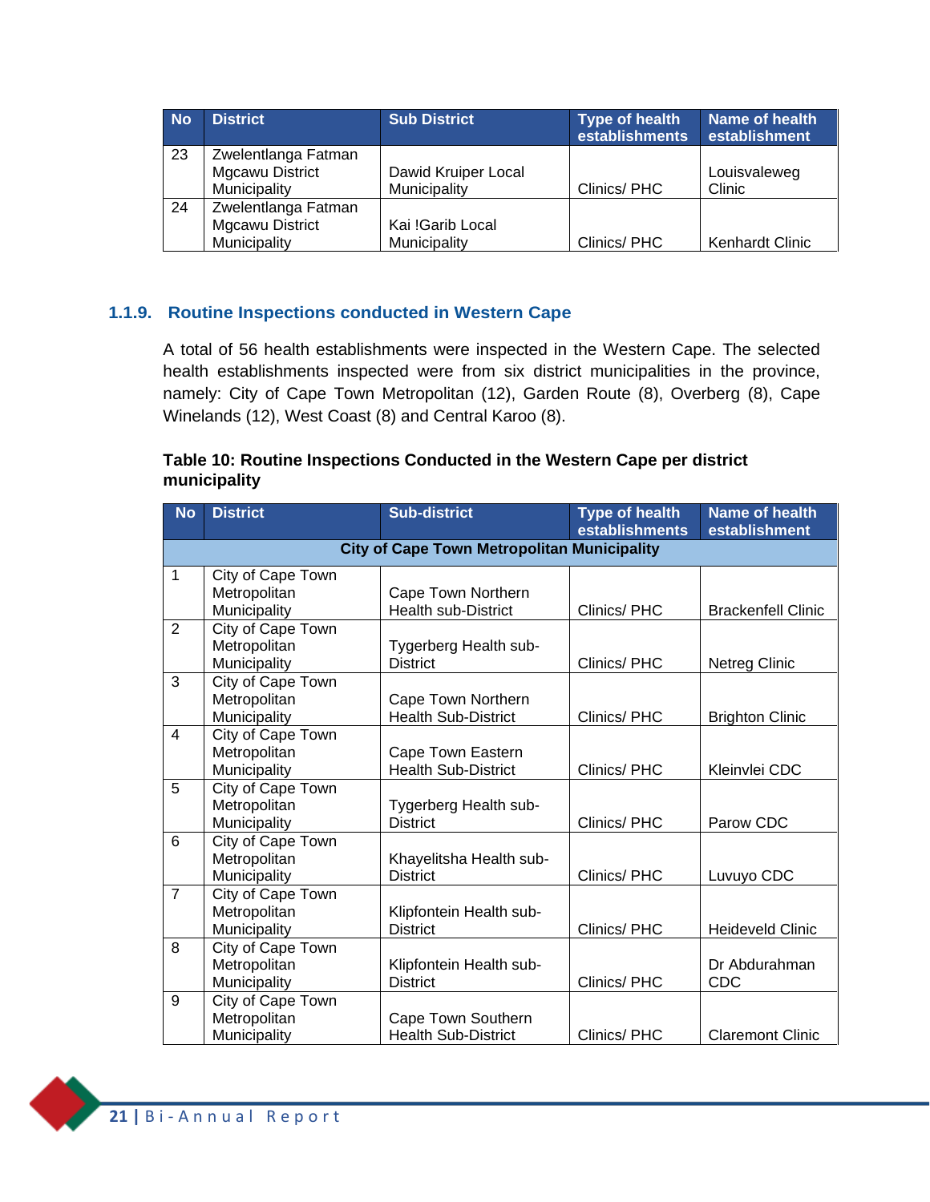| No | District | Sub District | Type of health establishments | Name of health establishment |
|---|---|---|---|---|
| 23 | Zwelentlanga Fatman Mgcawu District Municipality | Dawid Kruiper Local Municipality | Clinics/ PHC | Louisvaleweg Clinic |
| 24 | Zwelentlanga Fatman Mgcawu District Municipality | Kai !Garib Local Municipality | Clinics/ PHC | Kenhardt Clinic |

### 1.1.9. Routine Inspections conducted in Western Cape

A total of 56 health establishments were inspected in the Western Cape. The selected health establishments inspected were from six district municipalities in the province, namely: City of Cape Town Metropolitan (12), Garden Route (8), Overberg (8), Cape Winelands (12), West Coast (8) and Central Karoo (8).

**Table 10: Routine Inspections Conducted in the Western Cape per district municipality**

| No | District | Sub-district | Type of health establishments | Name of health establishment |
|---|---|---|---|---|
| **City of Cape Town Metropolitan Municipality** | | | | |
| 1 | City of Cape Town Metropolitan Municipality | Cape Town Northern Health sub-District | Clinics/ PHC | Brackenfell Clinic |
| 2 | City of Cape Town Metropolitan Municipality | Tygerberg Health sub-District | Clinics/ PHC | Netreg Clinic |
| 3 | City of Cape Town Metropolitan Municipality | Cape Town Northern Health Sub-District | Clinics/ PHC | Brighton Clinic |
| 4 | City of Cape Town Metropolitan Municipality | Cape Town Eastern Health Sub-District | Clinics/ PHC | Kleinvlei CDC |
| 5 | City of Cape Town Metropolitan Municipality | Tygerberg Health sub-District | Clinics/ PHC | Parow CDC |
| 6 | City of Cape Town Metropolitan Municipality | Khayelitsha Health sub-District | Clinics/ PHC | Luvuyo CDC |
| 7 | City of Cape Town Metropolitan Municipality | Klipfontein Health sub-District | Clinics/ PHC | Heideveld Clinic |
| 8 | City of Cape Town Metropolitan Municipality | Klipfontein Health sub-District | Clinics/ PHC | Dr Abdurahman CDC |
| 9 | City of Cape Town Metropolitan Municipality | Cape Town Southern Health Sub-District | Clinics/ PHC | Claremont Clinic |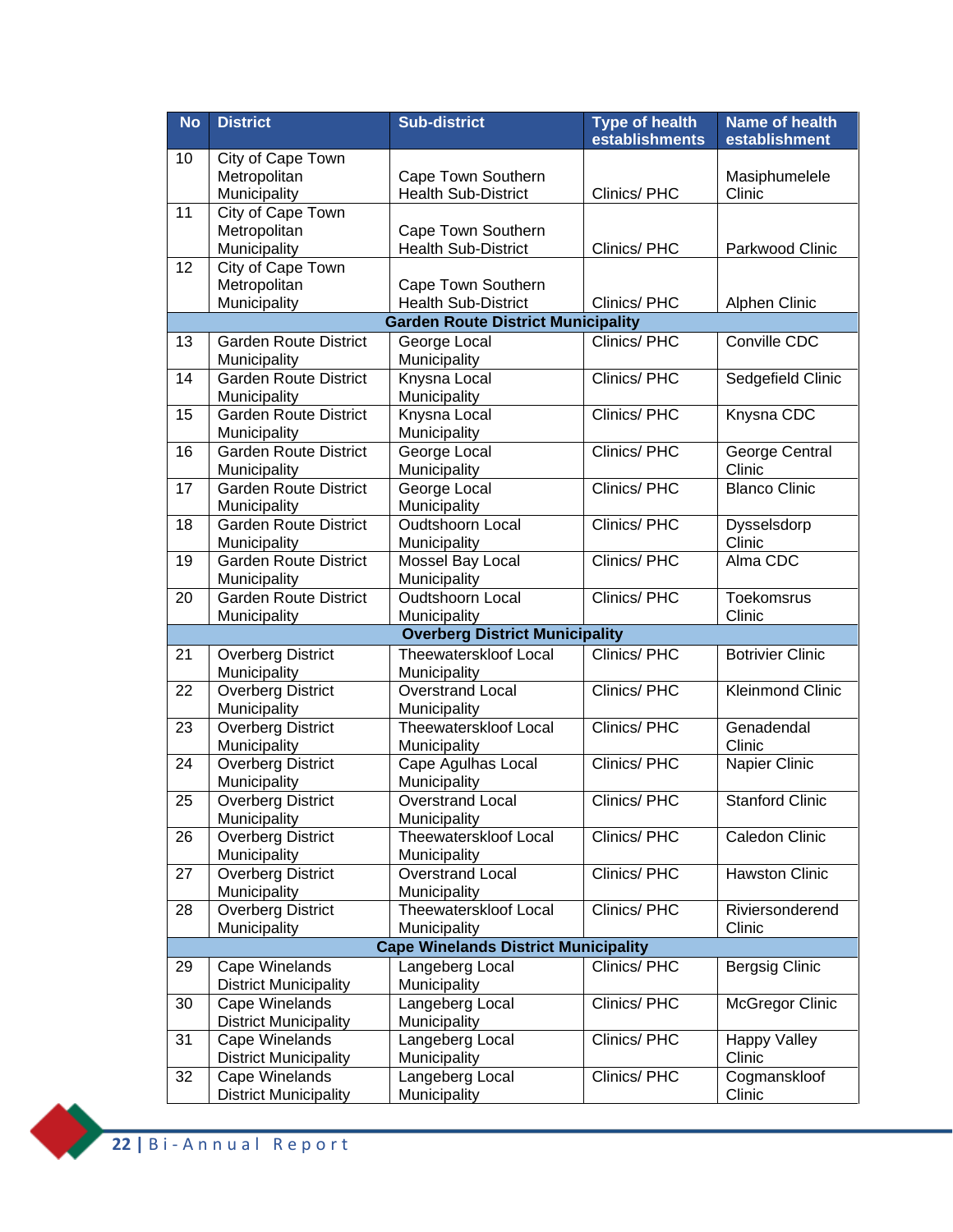| No | District | Sub-district | Type of health establishments | Name of health establishment |
|---|---|---|---|---|
| 10 | City of Cape Town Metropolitan Municipality | Cape Town Southern Health Sub-District | Clinics/ PHC | Masiphumelele Clinic |
| 11 | City of Cape Town Metropolitan Municipality | Cape Town Southern Health Sub-District | Clinics/ PHC | Parkwood Clinic |
| 12 | City of Cape Town Metropolitan Municipality | Cape Town Southern Health Sub-District | Clinics/ PHC | Alphen Clinic |
| **Garden Route District Municipality** | | | | |
| 13 | Garden Route District Municipality | George Local Municipality | Clinics/ PHC | Conville CDC |
| 14 | Garden Route District Municipality | Knysna Local Municipality | Clinics/ PHC | Sedgefield Clinic |
| 15 | Garden Route District Municipality | Knysna Local Municipality | Clinics/ PHC | Knysna CDC |
| 16 | Garden Route District Municipality | George Local Municipality | Clinics/ PHC | George Central Clinic |
| 17 | Garden Route District Municipality | George Local Municipality | Clinics/ PHC | Blanco Clinic |
| 18 | Garden Route District Municipality | Oudtshoorn Local Municipality | Clinics/ PHC | Dysselsdorp Clinic |
| 19 | Garden Route District Municipality | Mossel Bay Local Municipality | Clinics/ PHC | Alma CDC |
| 20 | Garden Route District Municipality | Oudtshoorn Local Municipality | Clinics/ PHC | Toekomsrus Clinic |
| **Overberg District Municipality** | | | | |
| 21 | Overberg District Municipality | Theewaterskloof Local Municipality | Clinics/ PHC | Botrivier Clinic |
| 22 | Overberg District Municipality | Overstrand Local Municipality | Clinics/ PHC | Kleinmond Clinic |
| 23 | Overberg District Municipality | Theewaterskloof Local Municipality | Clinics/ PHC | Genadendal Clinic |
| 24 | Overberg District Municipality | Cape Agulhas Local Municipality | Clinics/ PHC | Napier Clinic |
| 25 | Overberg District Municipality | Overstrand Local Municipality | Clinics/ PHC | Stanford Clinic |
| 26 | Overberg District Municipality | Theewaterskloof Local Municipality | Clinics/ PHC | Caledon Clinic |
| 27 | Overberg District Municipality | Overstrand Local Municipality | Clinics/ PHC | Hawston Clinic |
| 28 | Overberg District Municipality | Theewaterskloof Local Municipality | Clinics/ PHC | Riviersonderend Clinic |
| **Cape Winelands District Municipality** | | | | |
| 29 | Cape Winelands District Municipality | Langeberg Local Municipality | Clinics/ PHC | Bergsig Clinic |
| 30 | Cape Winelands District Municipality | Langeberg Local Municipality | Clinics/ PHC | McGregor Clinic |
| 31 | Cape Winelands District Municipality | Langeberg Local Municipality | Clinics/ PHC | Happy Valley Clinic |
| 32 | Cape Winelands District Municipality | Langeberg Local Municipality | Clinics/ PHC | Cogmanskloof Clinic |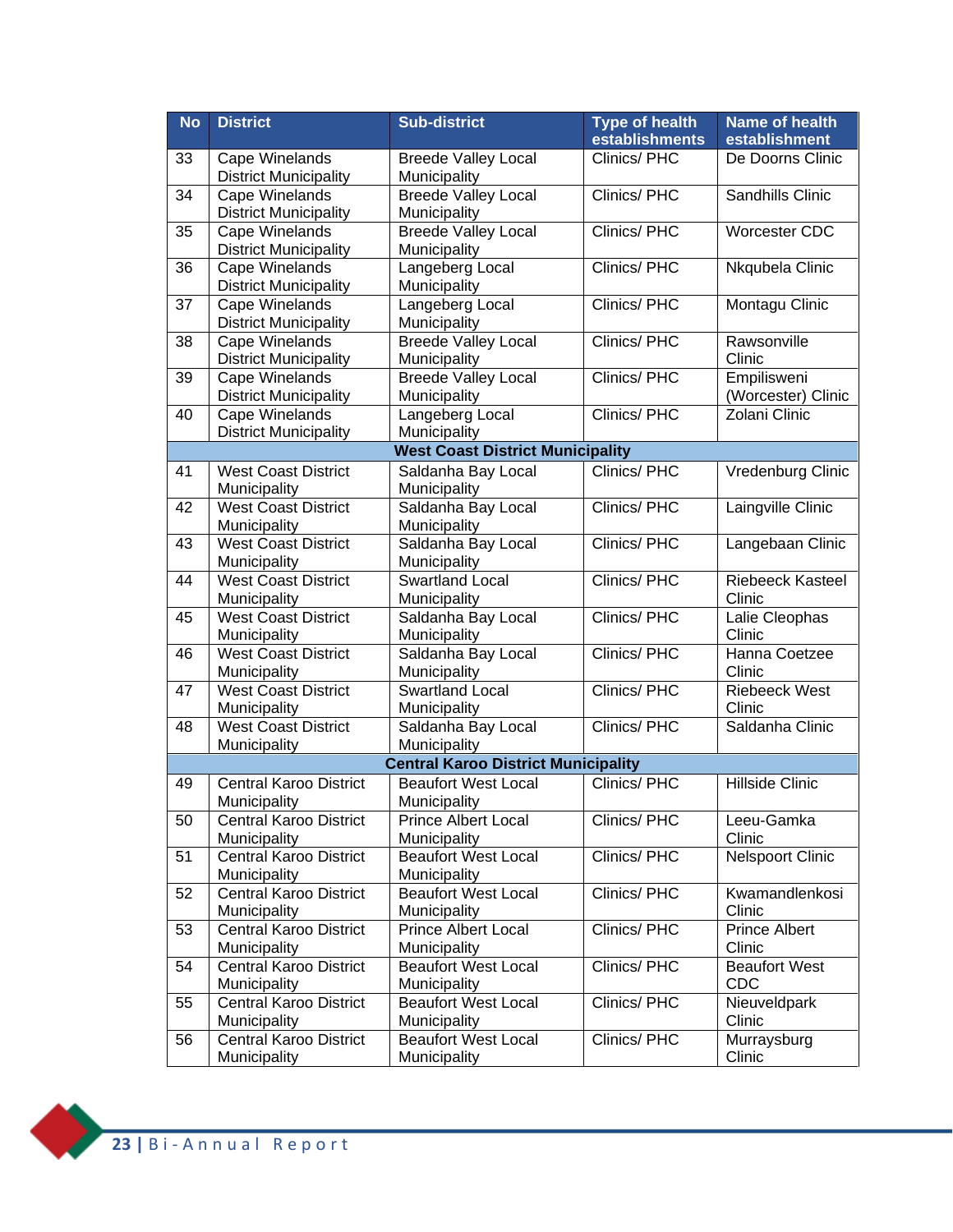| No | District | Sub-district | Type of health establishments | Name of health establishment |
|---|---|---|---|---|
| 33 | Cape Winelands District Municipality | Breede Valley Local Municipality | Clinics/ PHC | De Doorns Clinic |
| 34 | Cape Winelands District Municipality | Breede Valley Local Municipality | Clinics/ PHC | Sandhills Clinic |
| 35 | Cape Winelands District Municipality | Breede Valley Local Municipality | Clinics/ PHC | Worcester CDC |
| 36 | Cape Winelands District Municipality | Langeberg Local Municipality | Clinics/ PHC | Nkqubela Clinic |
| 37 | Cape Winelands District Municipality | Langeberg Local Municipality | Clinics/ PHC | Montagu Clinic |
| 38 | Cape Winelands District Municipality | Breede Valley Local Municipality | Clinics/ PHC | Rawsonville Clinic |
| 39 | Cape Winelands District Municipality | Breede Valley Local Municipality | Clinics/ PHC | Empilisweni (Worcester) Clinic |
| 40 | Cape Winelands District Municipality | Langeberg Local Municipality | Clinics/ PHC | Zolani Clinic |
| | | **West Coast District Municipality** | | |
| 41 | West Coast District Municipality | Saldanha Bay Local Municipality | Clinics/ PHC | Vredenburg Clinic |
| 42 | West Coast District Municipality | Saldanha Bay Local Municipality | Clinics/ PHC | Laingville Clinic |
| 43 | West Coast District Municipality | Saldanha Bay Local Municipality | Clinics/ PHC | Langebaan Clinic |
| 44 | West Coast District Municipality | Swartland Local Municipality | Clinics/ PHC | Riebeeck Kasteel Clinic |
| 45 | West Coast District Municipality | Saldanha Bay Local Municipality | Clinics/ PHC | Lalie Cleophas Clinic |
| 46 | West Coast District Municipality | Saldanha Bay Local Municipality | Clinics/ PHC | Hanna Coetzee Clinic |
| 47 | West Coast District Municipality | Swartland Local Municipality | Clinics/ PHC | Riebeeck West Clinic |
| 48 | West Coast District Municipality | Saldanha Bay Local Municipality | Clinics/ PHC | Saldanha Clinic |
| | | **Central Karoo District Municipality** | | |
| 49 | Central Karoo District Municipality | Beaufort West Local Municipality | Clinics/ PHC | Hillside Clinic |
| 50 | Central Karoo District Municipality | Prince Albert Local Municipality | Clinics/ PHC | Leeu-Gamka Clinic |
| 51 | Central Karoo District Municipality | Beaufort West Local Municipality | Clinics/ PHC | Nelspoort Clinic |
| 52 | Central Karoo District Municipality | Beaufort West Local Municipality | Clinics/ PHC | Kwamandlenkosi Clinic |
| 53 | Central Karoo District Municipality | Prince Albert Local Municipality | Clinics/ PHC | Prince Albert Clinic |
| 54 | Central Karoo District Municipality | Beaufort West Local Municipality | Clinics/ PHC | Beaufort West CDC |
| 55 | Central Karoo District Municipality | Beaufort West Local Municipality | Clinics/ PHC | Nieuveldpark Clinic |
| 56 | Central Karoo District Municipality | Beaufort West Local Municipality | Clinics/ PHC | Murraysburg Clinic |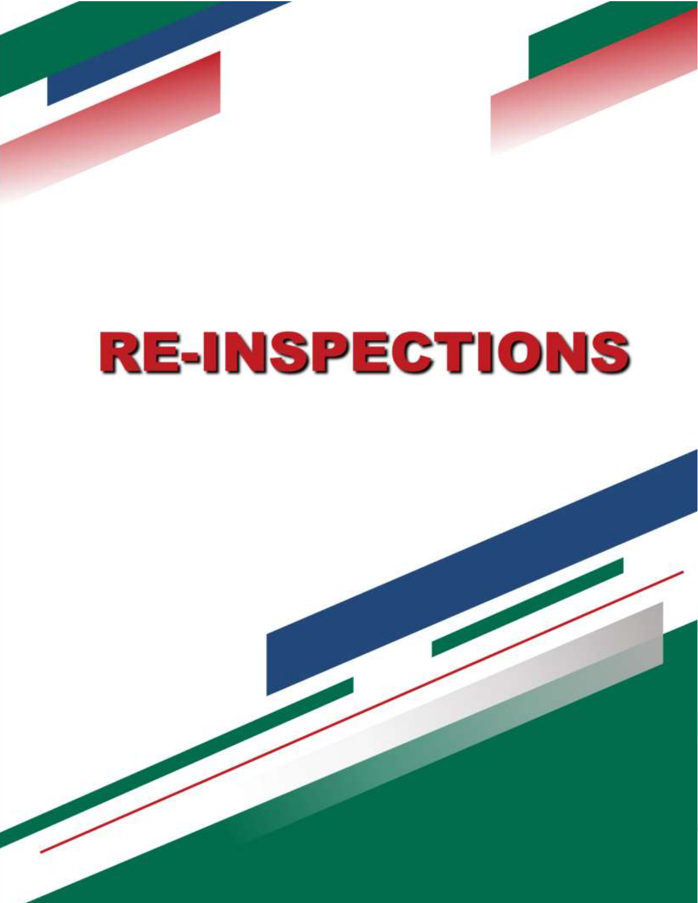# RE-INSPECTIONS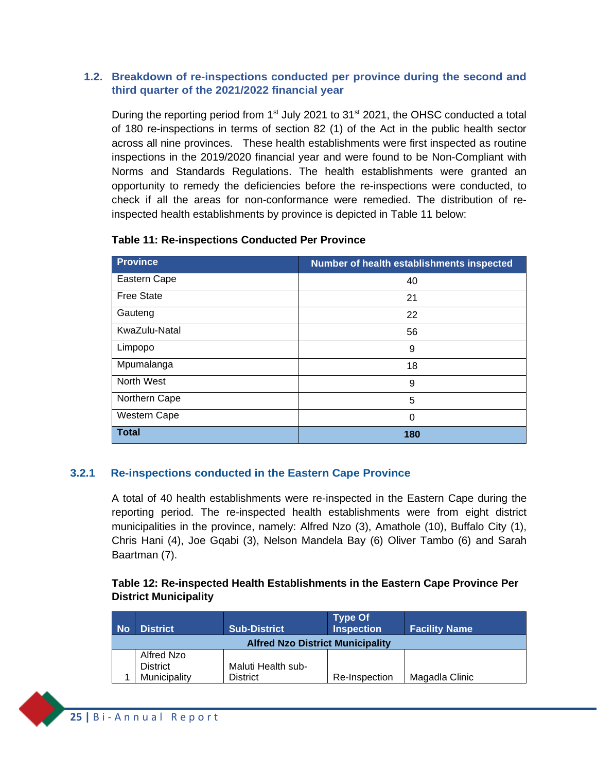### 1.2. Breakdown of re-inspections conducted per province during the second and third quarter of the 2021/2022 financial year

During the reporting period from 1st July 2021 to 31st 2021, the OHSC conducted a total of 180 re-inspections in terms of section 82 (1) of the Act in the public health sector across all nine provinces. These health establishments were first inspected as routine inspections in the 2019/2020 financial year and were found to be Non-Compliant with Norms and Standards Regulations. The health establishments were granted an opportunity to remedy the deficiencies before the re-inspections were conducted, to check if all the areas for non-conformance were remedied. The distribution of re-inspected health establishments by province is depicted in Table 11 below:

**Table 11: Re-inspections Conducted Per Province**

| Province | Number of health establishments inspected |
|---|---|
| Eastern Cape | 40 |
| Free State | 21 |
| Gauteng | 22 |
| KwaZulu-Natal | 56 |
| Limpopo | 9 |
| Mpumalanga | 18 |
| North West | 9 |
| Northern Cape | 5 |
| Western Cape | 0 |
| **Total** | **180** |

### 3.2.1 Re-inspections conducted in the Eastern Cape Province

A total of 40 health establishments were re-inspected in the Eastern Cape during the reporting period. The re-inspected health establishments were from eight district municipalities in the province, namely: Alfred Nzo (3), Amathole (10), Buffalo City (1), Chris Hani (4), Joe Gqabi (3), Nelson Mandela Bay (6) Oliver Tambo (6) and Sarah Baartman (7).

**Table 12: Re-inspected Health Establishments in the Eastern Cape Province Per District Municipality**

| No | District | Sub-District | Type Of Inspection | Facility Name |
|---|---|---|---|---|
| **Alfred Nzo District Municipality** | | | | |
| 1 | Alfred Nzo District Municipality | Maluti Health sub-District | Re-Inspection | Magadla Clinic |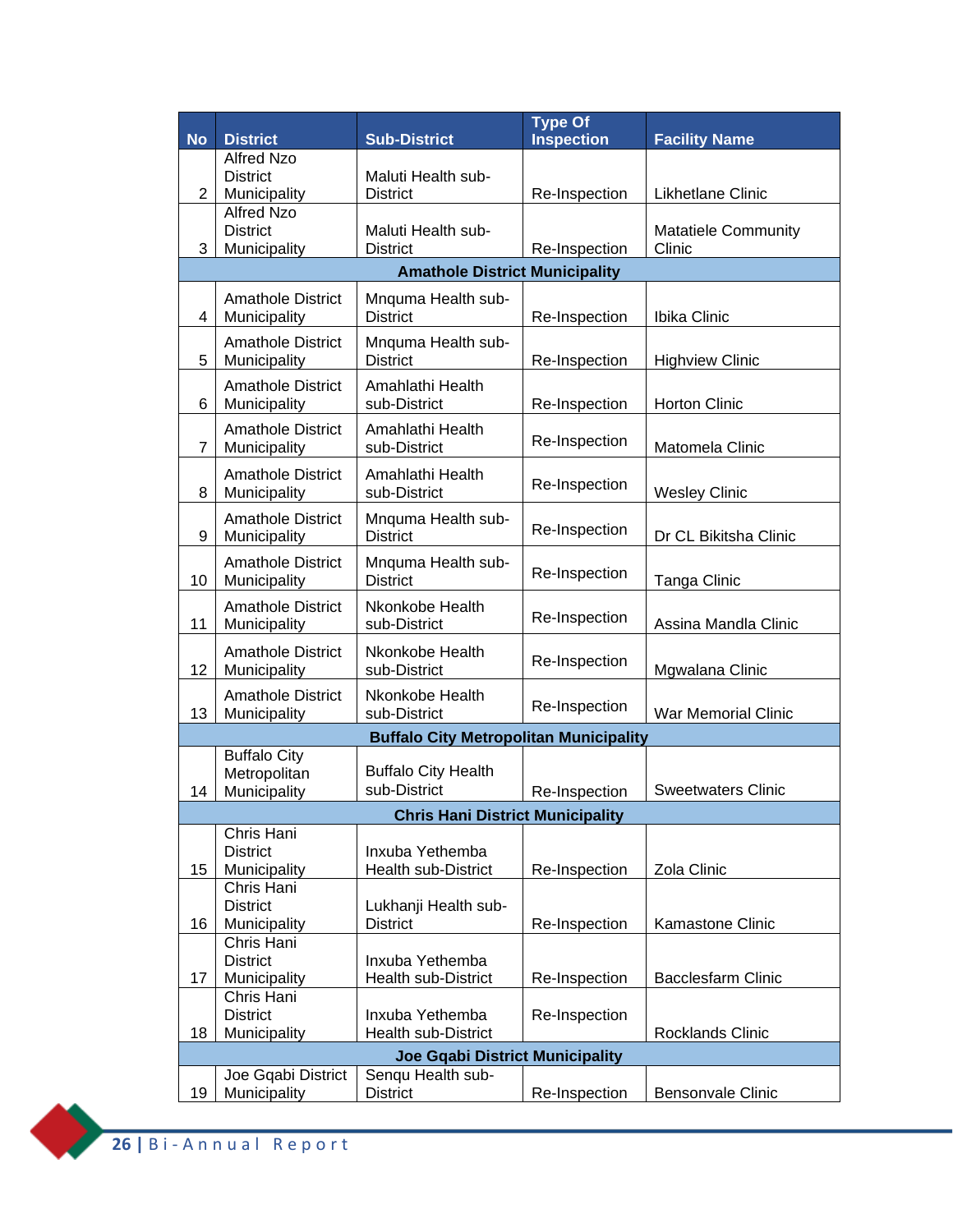| No | District | Sub-District | Type Of Inspection | Facility Name |
|---|---|---|---|---|
| 2 | Alfred Nzo District Municipality | Maluti Health sub-District | Re-Inspection | Likhetlane Clinic |
| 3 | Alfred Nzo District Municipality | Maluti Health sub-District | Re-Inspection | Matatiele Community Clinic |
| **Amathole District Municipality** | | | | |
| 4 | Amathole District Municipality | Mnquma Health sub-District | Re-Inspection | Ibika Clinic |
| 5 | Amathole District Municipality | Mnquma Health sub-District | Re-Inspection | Highview Clinic |
| 6 | Amathole District Municipality | Amahlathi Health sub-District | Re-Inspection | Horton Clinic |
| 7 | Amathole District Municipality | Amahlathi Health sub-District | Re-Inspection | Matomela Clinic |
| 8 | Amathole District Municipality | Amahlathi Health sub-District | Re-Inspection | Wesley Clinic |
| 9 | Amathole District Municipality | Mnquma Health sub-District | Re-Inspection | Dr CL Bikitsha Clinic |
| 10 | Amathole District Municipality | Mnquma Health sub-District | Re-Inspection | Tanga Clinic |
| 11 | Amathole District Municipality | Nkonkobe Health sub-District | Re-Inspection | Assina Mandla Clinic |
| 12 | Amathole District Municipality | Nkonkobe Health sub-District | Re-Inspection | Mgwalana Clinic |
| 13 | Amathole District Municipality | Nkonkobe Health sub-District | Re-Inspection | War Memorial Clinic |
| **Buffalo City Metropolitan Municipality** | | | | |
| 14 | Buffalo City Metropolitan Municipality | Buffalo City Health sub-District | Re-Inspection | Sweetwaters Clinic |
| **Chris Hani District Municipality** | | | | |
| 15 | Chris Hani District Municipality | Inxuba Yethemba Health sub-District | Re-Inspection | Zola Clinic |
| 16 | Chris Hani District Municipality | Lukhanji Health sub-District | Re-Inspection | Kamastone Clinic |
| 17 | Chris Hani District Municipality | Inxuba Yethemba Health sub-District | Re-Inspection | Bacclesfarm Clinic |
| 18 | Chris Hani District Municipality | Inxuba Yethemba Health sub-District | Re-Inspection | Rocklands Clinic |
| **Joe Gqabi District Municipality** | | | | |
| 19 | Joe Gqabi District Municipality | Senqu Health sub-District | Re-Inspection | Bensonvale Clinic |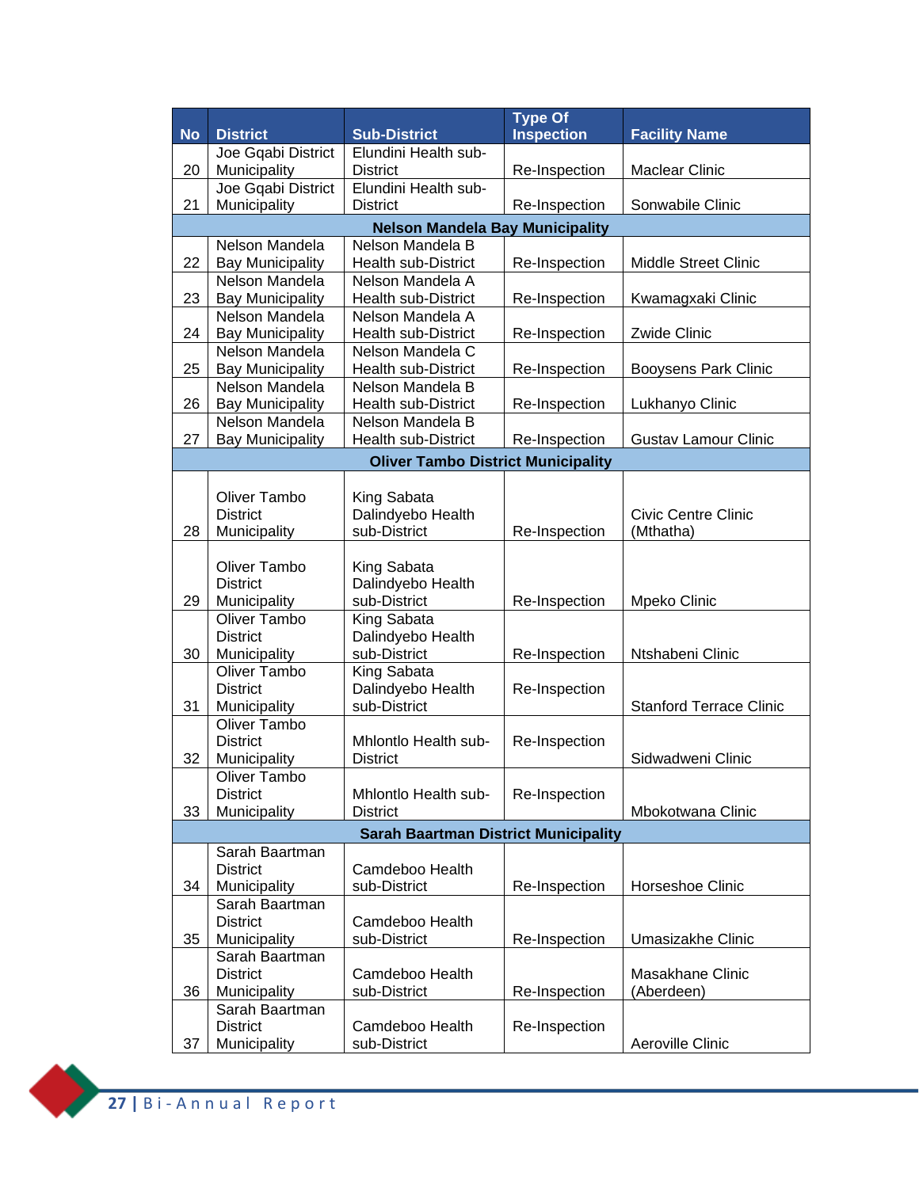| No | District | Sub-District | Type Of Inspection | Facility Name |
|---|---|---|---|---|
| 20 | Joe Gqabi District Municipality | Elundini Health sub-District | Re-Inspection | Maclear Clinic |
| 21 | Joe Gqabi District Municipality | Elundini Health sub-District | Re-Inspection | Sonwabile Clinic |
| **Nelson Mandela Bay Municipality** | | | | |
| 22 | Nelson Mandela Bay Municipality | Nelson Mandela B Health sub-District | Re-Inspection | Middle Street Clinic |
| 23 | Nelson Mandela Bay Municipality | Nelson Mandela A Health sub-District | Re-Inspection | Kwamagxaki Clinic |
| 24 | Nelson Mandela Bay Municipality | Nelson Mandela A Health sub-District | Re-Inspection | Zwide Clinic |
| 25 | Nelson Mandela Bay Municipality | Nelson Mandela C Health sub-District | Re-Inspection | Booysens Park Clinic |
| 26 | Nelson Mandela Bay Municipality | Nelson Mandela B Health sub-District | Re-Inspection | Lukhanyo Clinic |
| 27 | Nelson Mandela Bay Municipality | Nelson Mandela B Health sub-District | Re-Inspection | Gustav Lamour Clinic |
| **Oliver Tambo District Municipality** | | | | |
| 28 | Oliver Tambo District Municipality | King Sabata Dalindyebo Health sub-District | Re-Inspection | Civic Centre Clinic (Mthatha) |
| 29 | Oliver Tambo District Municipality | King Sabata Dalindyebo Health sub-District | Re-Inspection | Mpeko Clinic |
| 30 | Oliver Tambo District Municipality | King Sabata Dalindyebo Health sub-District | Re-Inspection | Ntshabeni Clinic |
| 31 | Oliver Tambo District Municipality | King Sabata Dalindyebo Health sub-District | Re-Inspection | Stanford Terrace Clinic |
| 32 | Oliver Tambo District Municipality | Mhlontlo Health sub-District | Re-Inspection | Sidwadweni Clinic |
| 33 | Oliver Tambo District Municipality | Mhlontlo Health sub-District | Re-Inspection | Mbokotwana Clinic |
| **Sarah Baartman District Municipality** | | | | |
| 34 | Sarah Baartman District Municipality | Camdeboo Health sub-District | Re-Inspection | Horseshoe Clinic |
| 35 | Sarah Baartman District Municipality | Camdeboo Health sub-District | Re-Inspection | Umasizakhe Clinic |
| 36 | Sarah Baartman District Municipality | Camdeboo Health sub-District | Re-Inspection | Masakhane Clinic (Aberdeen) |
| 37 | Sarah Baartman District Municipality | Camdeboo Health sub-District | Re-Inspection | Aeroville Clinic |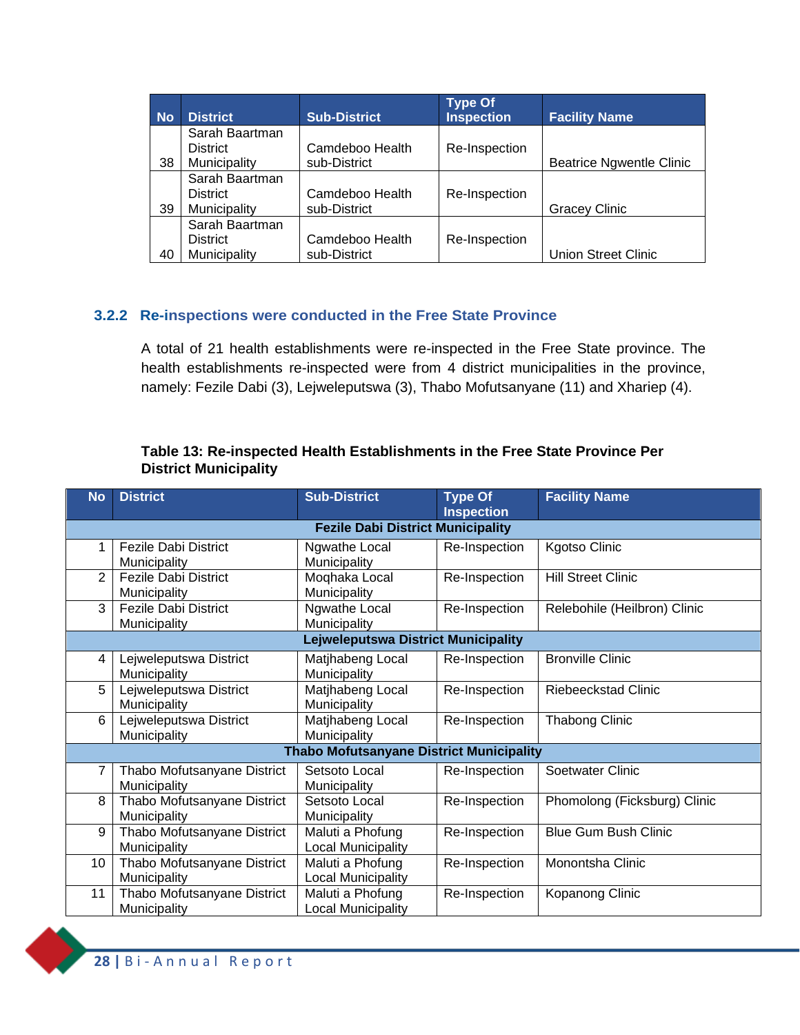| No | District | Sub-District | Type Of Inspection | Facility Name |
|---|---|---|---|---|
| 38 | Sarah Baartman District Municipality | Camdeboo Health sub-District | Re-Inspection | Beatrice Ngwentle Clinic |
| 39 | Sarah Baartman District Municipality | Camdeboo Health sub-District | Re-Inspection | Gracey Clinic |
| 40 | Sarah Baartman District Municipality | Camdeboo Health sub-District | Re-Inspection | Union Street Clinic |

### 3.2.2 Re-inspections were conducted in the Free State Province

A total of 21 health establishments were re-inspected in the Free State province. The health establishments re-inspected were from 4 district municipalities in the province, namely: Fezile Dabi (3), Lejweleputswa (3), Thabo Mofutsanyane (11) and Xhariep (4).

**Table 13: Re-inspected Health Establishments in the Free State Province Per District Municipality**

| No | District | Sub-District | Type Of Inspection | Facility Name |
|---|---|---|---|---|
| **Fezile Dabi District Municipality** | | | | |
| 1 | Fezile Dabi District Municipality | Ngwathe Local Municipality | Re-Inspection | Kgotso Clinic |
| 2 | Fezile Dabi District Municipality | Moqhaka Local Municipality | Re-Inspection | Hill Street Clinic |
| 3 | Fezile Dabi District Municipality | Ngwathe Local Municipality | Re-Inspection | Relebohile (Heilbron) Clinic |
| **Lejweleputswa District Municipality** | | | | |
| 4 | Lejweleputswa District Municipality | Matjhabeng Local Municipality | Re-Inspection | Bronville Clinic |
| 5 | Lejweleputswa District Municipality | Matjhabeng Local Municipality | Re-Inspection | Riebeeckstad Clinic |
| 6 | Lejweleputswa District Municipality | Matjhabeng Local Municipality | Re-Inspection | Thabong Clinic |
| **Thabo Mofutsanyane District Municipality** | | | | |
| 7 | Thabo Mofutsanyane District Municipality | Setsoto Local Municipality | Re-Inspection | Soetwater Clinic |
| 8 | Thabo Mofutsanyane District Municipality | Setsoto Local Municipality | Re-Inspection | Phomolong (Ficksburg) Clinic |
| 9 | Thabo Mofutsanyane District Municipality | Maluti a Phofung Local Municipality | Re-Inspection | Blue Gum Bush Clinic |
| 10 | Thabo Mofutsanyane District Municipality | Maluti a Phofung Local Municipality | Re-Inspection | Monontsha Clinic |
| 11 | Thabo Mofutsanyane District Municipality | Maluti a Phofung Local Municipality | Re-Inspection | Kopanong Clinic |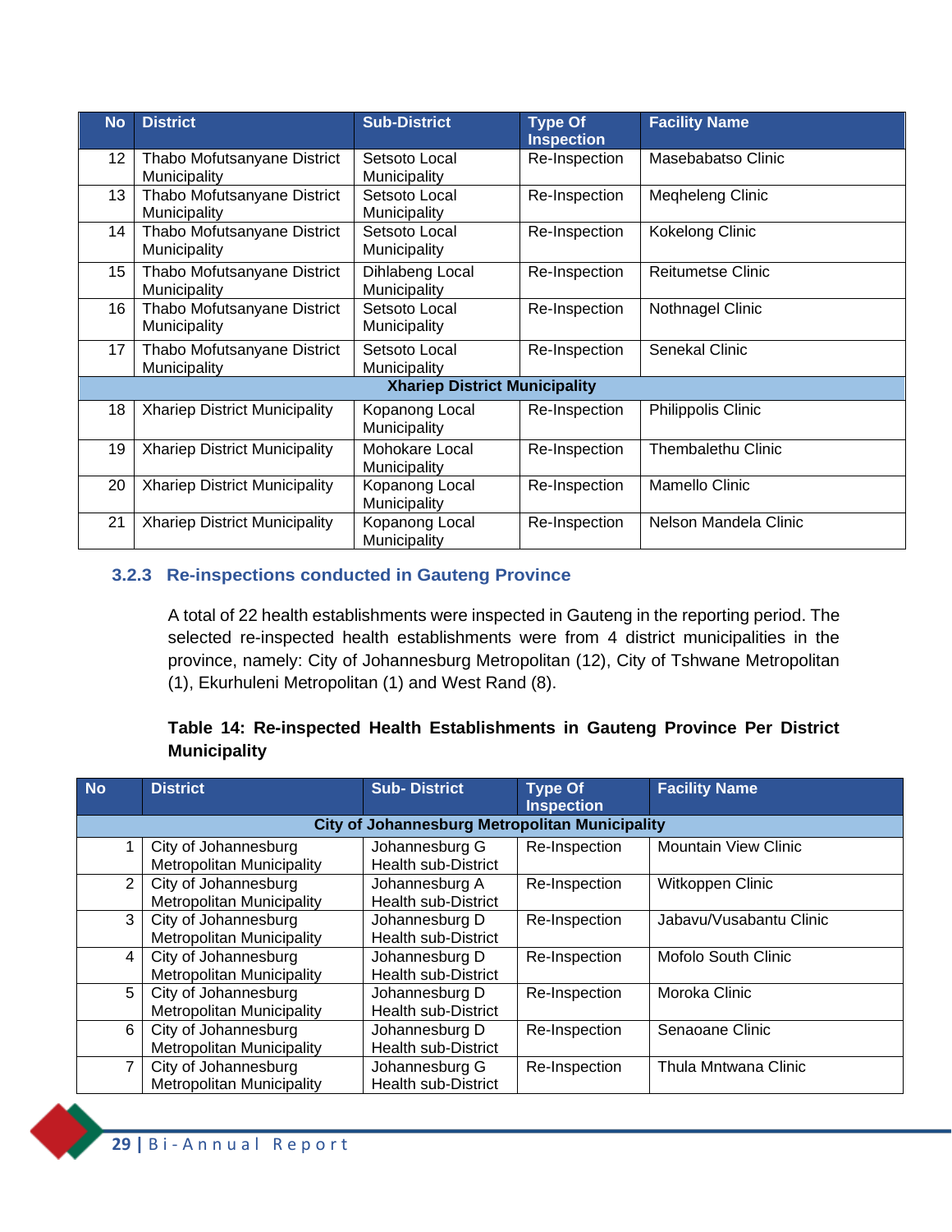| No | District | Sub-District | Type Of Inspection | Facility Name |
|---|---|---|---|---|
| 12 | Thabo Mofutsanyane District Municipality | Setsoto Local Municipality | Re-Inspection | Masebabatso Clinic |
| 13 | Thabo Mofutsanyane District Municipality | Setsoto Local Municipality | Re-Inspection | Meqheleng Clinic |
| 14 | Thabo Mofutsanyane District Municipality | Setsoto Local Municipality | Re-Inspection | Kokelong Clinic |
| 15 | Thabo Mofutsanyane District Municipality | Dihlabeng Local Municipality | Re-Inspection | Reitumetse Clinic |
| 16 | Thabo Mofutsanyane District Municipality | Setsoto Local Municipality | Re-Inspection | Nothnagel Clinic |
| 17 | Thabo Mofutsanyane District Municipality | Setsoto Local Municipality | Re-Inspection | Senekal Clinic |
| **Xhariep District Municipality** | | | | |
| 18 | Xhariep District Municipality | Kopanong Local Municipality | Re-Inspection | Philippolis Clinic |
| 19 | Xhariep District Municipality | Mohokare Local Municipality | Re-Inspection | Thembalethu Clinic |
| 20 | Xhariep District Municipality | Kopanong Local Municipality | Re-Inspection | Mamello Clinic |
| 21 | Xhariep District Municipality | Kopanong Local Municipality | Re-Inspection | Nelson Mandela Clinic |

### 3.2.3 Re-inspections conducted in Gauteng Province

A total of 22 health establishments were inspected in Gauteng in the reporting period. The selected re-inspected health establishments were from 4 district municipalities in the province, namely: City of Johannesburg Metropolitan (12), City of Tshwane Metropolitan (1), Ekurhuleni Metropolitan (1) and West Rand (8).

**Table 14: Re-inspected Health Establishments in Gauteng Province Per District Municipality**

| No | District | Sub- District | Type Of Inspection | Facility Name |
|---|---|---|---|---|
| **City of Johannesburg Metropolitan Municipality** | | | | |
| 1 | City of Johannesburg Metropolitan Municipality | Johannesburg G Health sub-District | Re-Inspection | Mountain View Clinic |
| 2 | City of Johannesburg Metropolitan Municipality | Johannesburg A Health sub-District | Re-Inspection | Witkoppen Clinic |
| 3 | City of Johannesburg Metropolitan Municipality | Johannesburg D Health sub-District | Re-Inspection | Jabavu/Vusabantu Clinic |
| 4 | City of Johannesburg Metropolitan Municipality | Johannesburg D Health sub-District | Re-Inspection | Mofolo South Clinic |
| 5 | City of Johannesburg Metropolitan Municipality | Johannesburg D Health sub-District | Re-Inspection | Moroka Clinic |
| 6 | City of Johannesburg Metropolitan Municipality | Johannesburg D Health sub-District | Re-Inspection | Senaoane Clinic |
| 7 | City of Johannesburg Metropolitan Municipality | Johannesburg G Health sub-District | Re-Inspection | Thula Mntwana Clinic |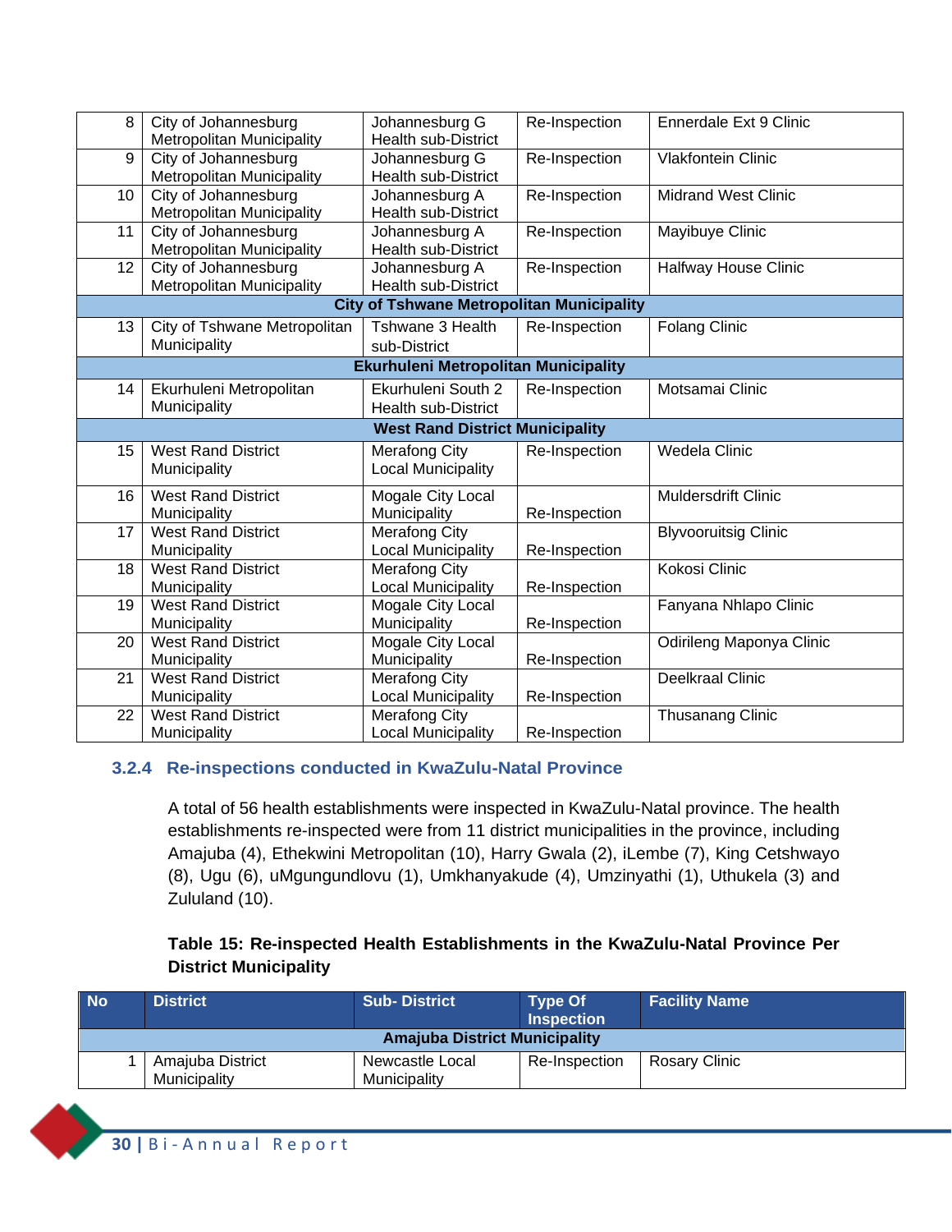| No | District | Sub- District | Type Of Inspection | Facility Name |
|---|---|---|---|---|
| 8 | City of Johannesburg Metropolitan Municipality | Johannesburg G Health sub-District | Re-Inspection | Ennerdale Ext 9 Clinic |
| 9 | City of Johannesburg Metropolitan Municipality | Johannesburg G Health sub-District | Re-Inspection | Vlakfontein Clinic |
| 10 | City of Johannesburg Metropolitan Municipality | Johannesburg A Health sub-District | Re-Inspection | Midrand West Clinic |
| 11 | City of Johannesburg Metropolitan Municipality | Johannesburg A Health sub-District | Re-Inspection | Mayibuye Clinic |
| 12 | City of Johannesburg Metropolitan Municipality | Johannesburg A Health sub-District | Re-Inspection | Halfway House Clinic |
| **City of Tshwane Metropolitan Municipality** | | | | |
| 13 | City of Tshwane Metropolitan Municipality | Tshwane 3 Health sub-District | Re-Inspection | Folang Clinic |
| **Ekurhuleni Metropolitan Municipality** | | | | |
| 14 | Ekurhuleni Metropolitan Municipality | Ekurhuleni South 2 Health sub-District | Re-Inspection | Motsamai Clinic |
| **West Rand District Municipality** | | | | |
| 15 | West Rand District Municipality | Merafong City Local Municipality | Re-Inspection | Wedela Clinic |
| 16 | West Rand District Municipality | Mogale City Local Municipality | Re-Inspection | Muldersdrift Clinic |
| 17 | West Rand District Municipality | Merafong City Local Municipality | Re-Inspection | Blyvooruitsig Clinic |
| 18 | West Rand District Municipality | Merafong City Local Municipality | Re-Inspection | Kokosi Clinic |
| 19 | West Rand District Municipality | Mogale City Local Municipality | Re-Inspection | Fanyana Nhlapo Clinic |
| 20 | West Rand District Municipality | Mogale City Local Municipality | Re-Inspection | Odirileng Maponya Clinic |
| 21 | West Rand District Municipality | Merafong City Local Municipality | Re-Inspection | Deelkraal Clinic |
| 22 | West Rand District Municipality | Merafong City Local Municipality | Re-Inspection | Thusanang Clinic |

### 3.2.4 Re-inspections conducted in KwaZulu-Natal Province

A total of 56 health establishments were inspected in KwaZulu-Natal province. The health establishments re-inspected were from 11 district municipalities in the province, including Amajuba (4), Ethekwini Metropolitan (10), Harry Gwala (2), iLembe (7), King Cetshwayo (8), Ugu (6), uMgungundlovu (1), Umkhanyakude (4), Umzinyathi (1), Uthukela (3) and Zululand (10).

**Table 15: Re-inspected Health Establishments in the KwaZulu-Natal Province Per District Municipality**

| No | District | Sub- District | Type Of Inspection | Facility Name |
|---|---|---|---|---|
| **Amajuba District Municipality** | | | | |
| 1 | Amajuba District Municipality | Newcastle Local Municipality | Re-Inspection | Rosary Clinic |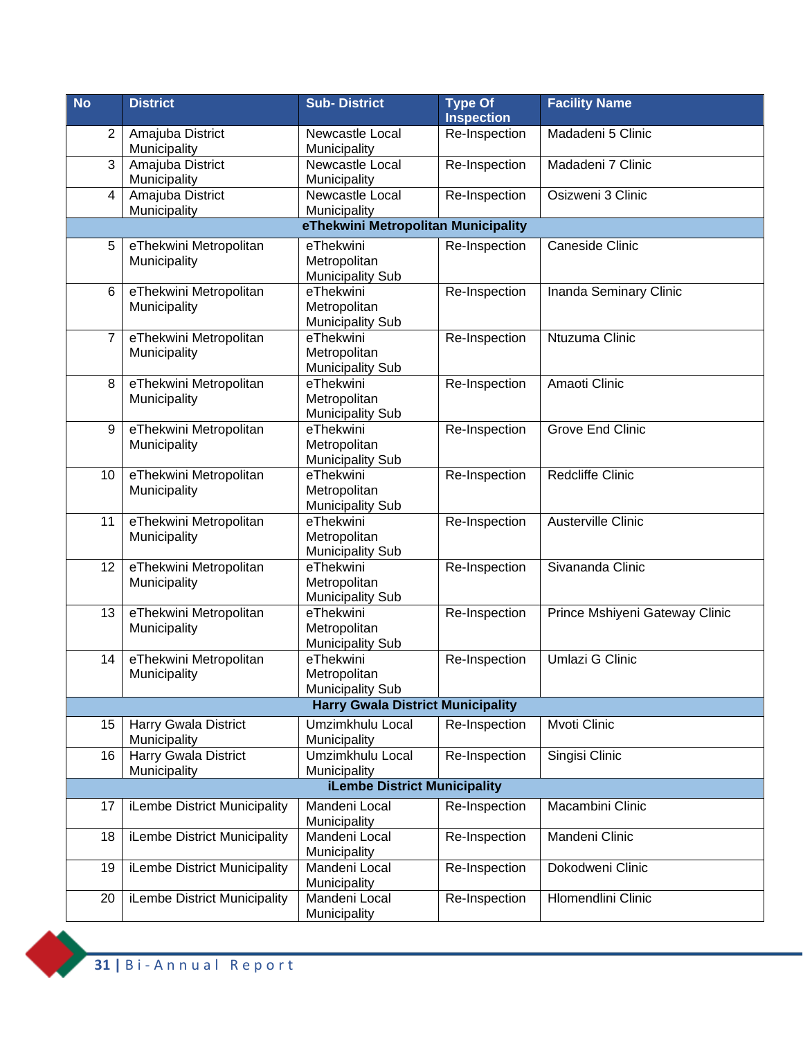| No | District | Sub- District | Type Of Inspection | Facility Name |
|---|---|---|---|---|
| 2 | Amajuba District Municipality | Newcastle Local Municipality | Re-Inspection | Madadeni 5 Clinic |
| 3 | Amajuba District Municipality | Newcastle Local Municipality | Re-Inspection | Madadeni 7 Clinic |
| 4 | Amajuba District Municipality | Newcastle Local Municipality | Re-Inspection | Osizweni 3 Clinic |
| **eThekwini Metropolitan Municipality** | | | | |
| 5 | eThekwini Metropolitan Municipality | eThekwini Metropolitan Municipality Sub | Re-Inspection | Caneside Clinic |
| 6 | eThekwini Metropolitan Municipality | eThekwini Metropolitan Municipality Sub | Re-Inspection | Inanda Seminary Clinic |
| 7 | eThekwini Metropolitan Municipality | eThekwini Metropolitan Municipality Sub | Re-Inspection | Ntuzuma Clinic |
| 8 | eThekwini Metropolitan Municipality | eThekwini Metropolitan Municipality Sub | Re-Inspection | Amaoti Clinic |
| 9 | eThekwini Metropolitan Municipality | eThekwini Metropolitan Municipality Sub | Re-Inspection | Grove End Clinic |
| 10 | eThekwini Metropolitan Municipality | eThekwini Metropolitan Municipality Sub | Re-Inspection | Redcliffe Clinic |
| 11 | eThekwini Metropolitan Municipality | eThekwini Metropolitan Municipality Sub | Re-Inspection | Austerville Clinic |
| 12 | eThekwini Metropolitan Municipality | eThekwini Metropolitan Municipality Sub | Re-Inspection | Sivananda Clinic |
| 13 | eThekwini Metropolitan Municipality | eThekwini Metropolitan Municipality Sub | Re-Inspection | Prince Mshiyeni Gateway Clinic |
| 14 | eThekwini Metropolitan Municipality | eThekwini Metropolitan Municipality Sub | Re-Inspection | Umlazi G Clinic |
| **Harry Gwala District Municipality** | | | | |
| 15 | Harry Gwala District Municipality | Umzimkhulu Local Municipality | Re-Inspection | Mvoti Clinic |
| 16 | Harry Gwala District Municipality | Umzimkhulu Local Municipality | Re-Inspection | Singisi Clinic |
| **iLembe District Municipality** | | | | |
| 17 | iLembe District Municipality | Mandeni Local Municipality | Re-Inspection | Macambini Clinic |
| 18 | iLembe District Municipality | Mandeni Local Municipality | Re-Inspection | Mandeni Clinic |
| 19 | iLembe District Municipality | Mandeni Local Municipality | Re-Inspection | Dokodweni Clinic |
| 20 | iLembe District Municipality | Mandeni Local Municipality | Re-Inspection | Hlomendlini Clinic |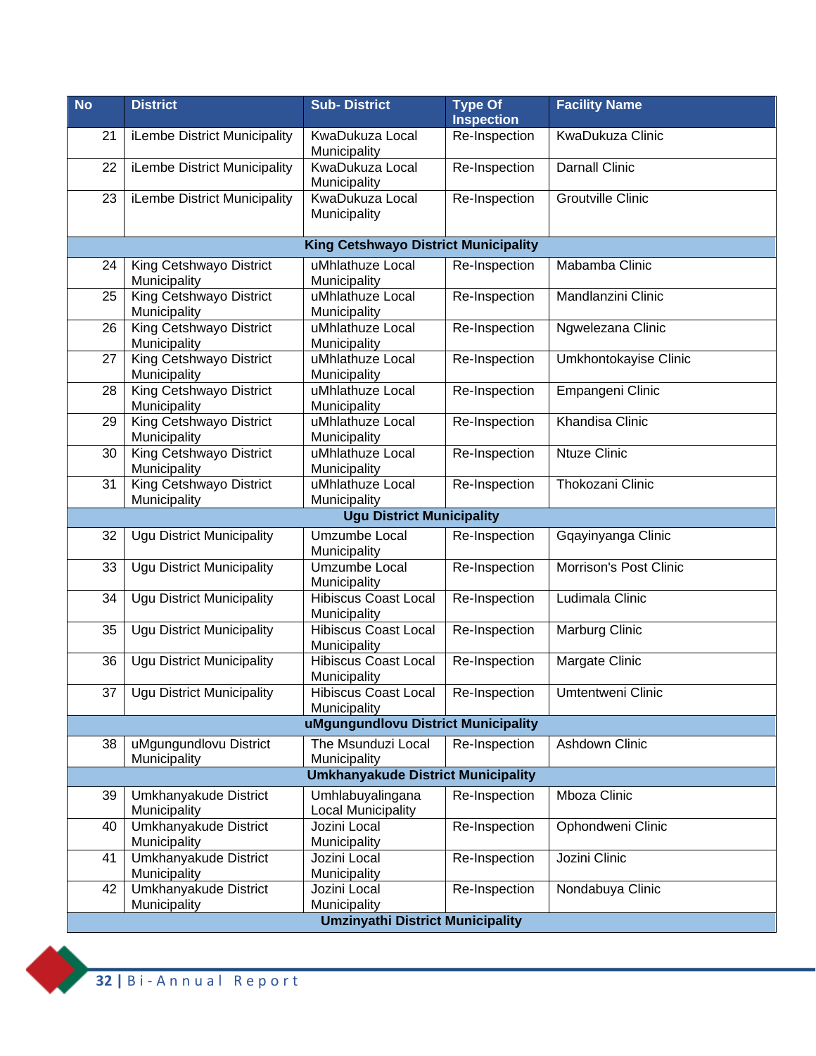| No | District | Sub- District | Type Of Inspection | Facility Name |
|---|---|---|---|---|
| 21 | iLembe District Municipality | KwaDukuza Local Municipality | Re-Inspection | KwaDukuza Clinic |
| 22 | iLembe District Municipality | KwaDukuza Local Municipality | Re-Inspection | Darnall Clinic |
| 23 | iLembe District Municipality | KwaDukuza Local Municipality | Re-Inspection | Groutville Clinic |
| **King Cetshwayo District Municipality** | | | | |
| 24 | King Cetshwayo District Municipality | uMhlathuze Local Municipality | Re-Inspection | Mabamba Clinic |
| 25 | King Cetshwayo District Municipality | uMhlathuze Local Municipality | Re-Inspection | Mandlanzini Clinic |
| 26 | King Cetshwayo District Municipality | uMhlathuze Local Municipality | Re-Inspection | Ngwelezana Clinic |
| 27 | King Cetshwayo District Municipality | uMhlathuze Local Municipality | Re-Inspection | Umkhontokayise Clinic |
| 28 | King Cetshwayo District Municipality | uMhlathuze Local Municipality | Re-Inspection | Empangeni Clinic |
| 29 | King Cetshwayo District Municipality | uMhlathuze Local Municipality | Re-Inspection | Khandisa Clinic |
| 30 | King Cetshwayo District Municipality | uMhlathuze Local Municipality | Re-Inspection | Ntuze Clinic |
| 31 | King Cetshwayo District Municipality | uMhlathuze Local Municipality | Re-Inspection | Thokozani Clinic |
| **Ugu District Municipality** | | | | |
| 32 | Ugu District Municipality | Umzumbe Local Municipality | Re-Inspection | Gqayinyanga Clinic |
| 33 | Ugu District Municipality | Umzumbe Local Municipality | Re-Inspection | Morrison's Post Clinic |
| 34 | Ugu District Municipality | Hibiscus Coast Local Municipality | Re-Inspection | Ludimala Clinic |
| 35 | Ugu District Municipality | Hibiscus Coast Local Municipality | Re-Inspection | Marburg Clinic |
| 36 | Ugu District Municipality | Hibiscus Coast Local Municipality | Re-Inspection | Margate Clinic |
| 37 | Ugu District Municipality | Hibiscus Coast Local Municipality | Re-Inspection | Umtentweni Clinic |
| **uMgungundlovu District Municipality** | | | | |
| 38 | uMgungundlovu District Municipality | The Msunduzi Local Municipality | Re-Inspection | Ashdown Clinic |
| **Umkhanyakude District Municipality** | | | | |
| 39 | Umkhanyakude District Municipality | Umhlabuyalingana Local Municipality | Re-Inspection | Mboza Clinic |
| 40 | Umkhanyakude District Municipality | Jozini Local Municipality | Re-Inspection | Ophondweni Clinic |
| 41 | Umkhanyakude District Municipality | Jozini Local Municipality | Re-Inspection | Jozini Clinic |
| 42 | Umkhanyakude District Municipality | Jozini Local Municipality | Re-Inspection | Nondabuya Clinic |
| **Umzinyathi District Municipality** | | | | |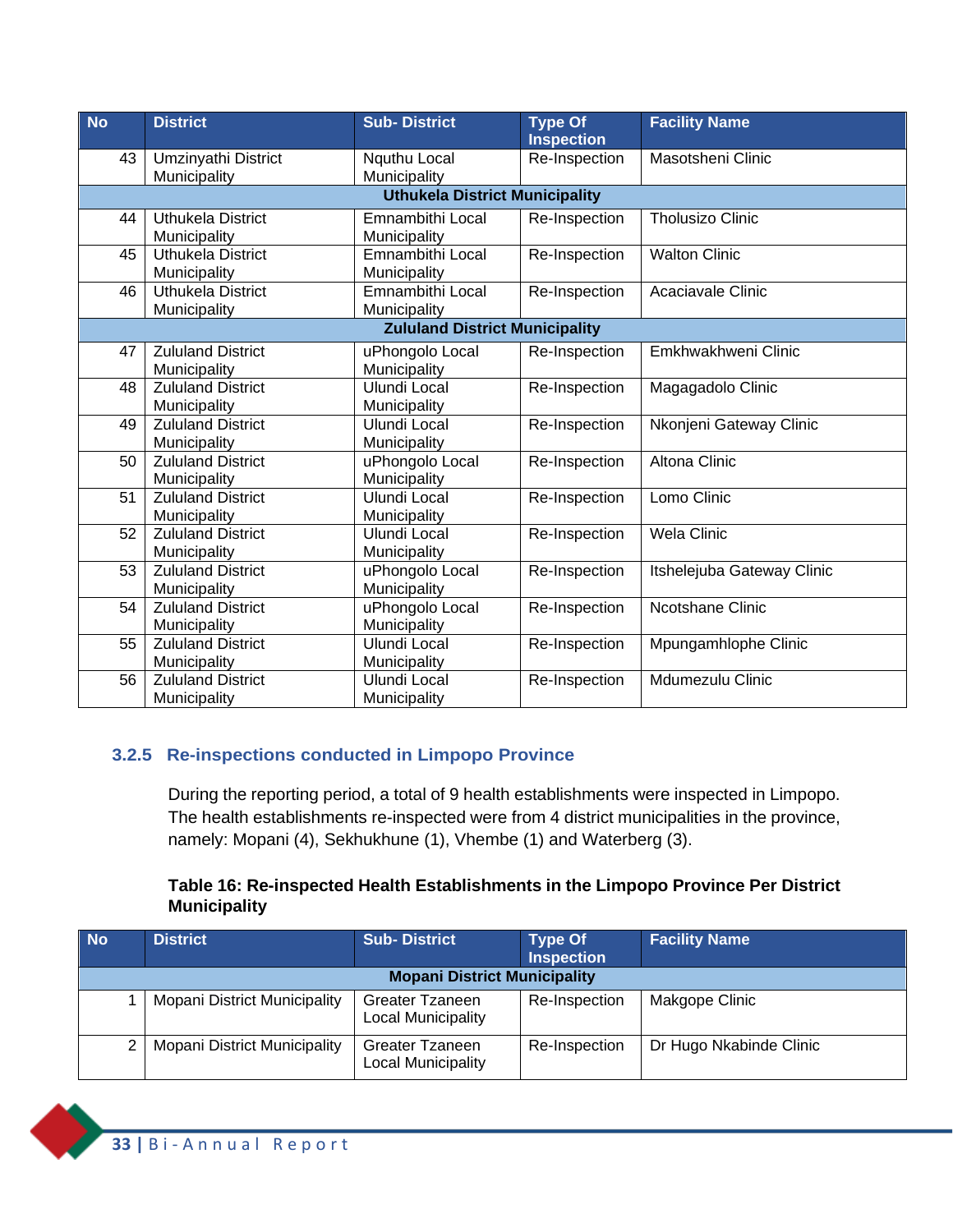| No | District | Sub- District | Type Of Inspection | Facility Name |
|---|---|---|---|---|
| 43 | Umzinyathi District Municipality | Nquthu Local Municipality | Re-Inspection | Masotsheni Clinic |
| **Uthukela District Municipality** | | | | |
| 44 | Uthukela District Municipality | Emnambithi Local Municipality | Re-Inspection | Tholusizo Clinic |
| 45 | Uthukela District Municipality | Emnambithi Local Municipality | Re-Inspection | Walton Clinic |
| 46 | Uthukela District Municipality | Emnambithi Local Municipality | Re-Inspection | Acaciavale Clinic |
| **Zululand District Municipality** | | | | |
| 47 | Zululand District Municipality | uPhongolo Local Municipality | Re-Inspection | Emkhwakhweni Clinic |
| 48 | Zululand District Municipality | Ulundi Local Municipality | Re-Inspection | Magagadolo Clinic |
| 49 | Zululand District Municipality | Ulundi Local Municipality | Re-Inspection | Nkonjeni Gateway Clinic |
| 50 | Zululand District Municipality | uPhongolo Local Municipality | Re-Inspection | Altona Clinic |
| 51 | Zululand District Municipality | Ulundi Local Municipality | Re-Inspection | Lomo Clinic |
| 52 | Zululand District Municipality | Ulundi Local Municipality | Re-Inspection | Wela Clinic |
| 53 | Zululand District Municipality | uPhongolo Local Municipality | Re-Inspection | Itshelejuba Gateway Clinic |
| 54 | Zululand District Municipality | uPhongolo Local Municipality | Re-Inspection | Ncotshane Clinic |
| 55 | Zululand District Municipality | Ulundi Local Municipality | Re-Inspection | Mpungamhlophe Clinic |
| 56 | Zululand District Municipality | Ulundi Local Municipality | Re-Inspection | Mdumezulu Clinic |

### 3.2.5 Re-inspections conducted in Limpopo Province

During the reporting period, a total of 9 health establishments were inspected in Limpopo. The health establishments re-inspected were from 4 district municipalities in the province, namely: Mopani (4), Sekhukhune (1), Vhembe (1) and Waterberg (3).

**Table 16: Re-inspected Health Establishments in the Limpopo Province Per District Municipality**

| No | District | Sub- District | Type Of Inspection | Facility Name |
|---|---|---|---|---|
| **Mopani District Municipality** | | | | |
| 1 | Mopani District Municipality | Greater Tzaneen Local Municipality | Re-Inspection | Makgope Clinic |
| 2 | Mopani District Municipality | Greater Tzaneen Local Municipality | Re-Inspection | Dr Hugo Nkabinde Clinic |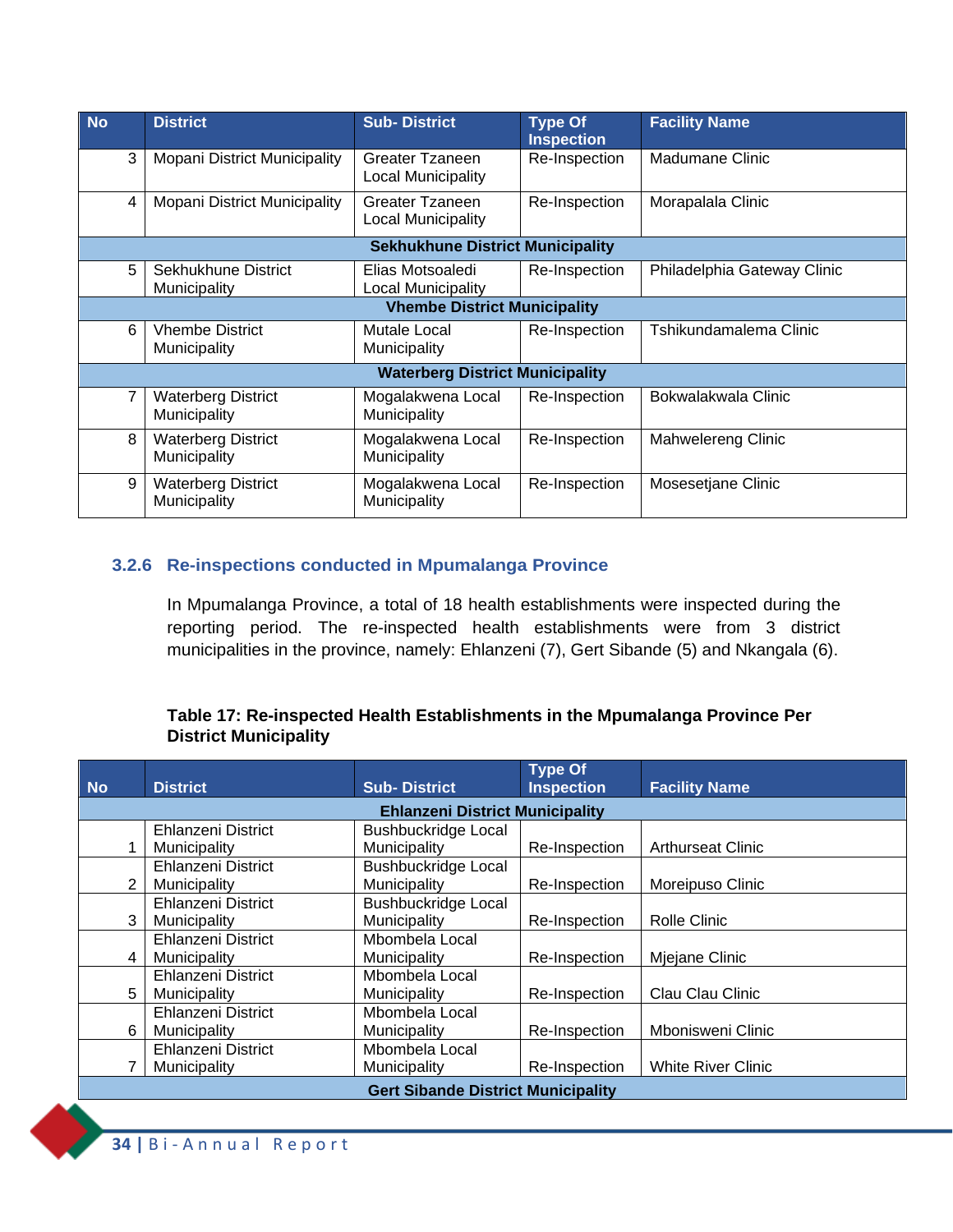| No | District | Sub- District | Type Of Inspection | Facility Name |
|---|---|---|---|---|
| 3 | Mopani District Municipality | Greater Tzaneen Local Municipality | Re-Inspection | Madumane Clinic |
| 4 | Mopani District Municipality | Greater Tzaneen Local Municipality | Re-Inspection | Morapalala Clinic |
| **Sekhukhune District Municipality** | | | | |
| 5 | Sekhukhune District Municipality | Elias Motsoaledi Local Municipality | Re-Inspection | Philadelphia Gateway Clinic |
| **Vhembe District Municipality** | | | | |
| 6 | Vhembe District Municipality | Mutale Local Municipality | Re-Inspection | Tshikundamalema Clinic |
| **Waterberg District Municipality** | | | | |
| 7 | Waterberg District Municipality | Mogalakwena Local Municipality | Re-Inspection | Bokwalakwala Clinic |
| 8 | Waterberg District Municipality | Mogalakwena Local Municipality | Re-Inspection | Mahwelereng Clinic |
| 9 | Waterberg District Municipality | Mogalakwena Local Municipality | Re-Inspection | Mosesetjane Clinic |

### 3.2.6 Re-inspections conducted in Mpumalanga Province

In Mpumalanga Province, a total of 18 health establishments were inspected during the reporting period. The re-inspected health establishments were from 3 district municipalities in the province, namely: Ehlanzeni (7), Gert Sibande (5) and Nkangala (6).

**Table 17: Re-inspected Health Establishments in the Mpumalanga Province Per District Municipality**

| No | District | Sub- District | Type Of Inspection | Facility Name |
|---|---|---|---|---|
| **Ehlanzeni District Municipality** | | | | |
| 1 | Ehlanzeni District Municipality | Bushbuckridge Local Municipality | Re-Inspection | Arthurseat Clinic |
| 2 | Ehlanzeni District Municipality | Bushbuckridge Local Municipality | Re-Inspection | Moreipuso Clinic |
| 3 | Ehlanzeni District Municipality | Bushbuckridge Local Municipality | Re-Inspection | Rolle Clinic |
| 4 | Ehlanzeni District Municipality | Mbombela Local Municipality | Re-Inspection | Mjejane Clinic |
| 5 | Ehlanzeni District Municipality | Mbombela Local Municipality | Re-Inspection | Clau Clau Clinic |
| 6 | Ehlanzeni District Municipality | Mbombela Local Municipality | Re-Inspection | Mbonisweni Clinic |
| 7 | Ehlanzeni District Municipality | Mbombela Local Municipality | Re-Inspection | White River Clinic |
| **Gert Sibande District Municipality** | | | | |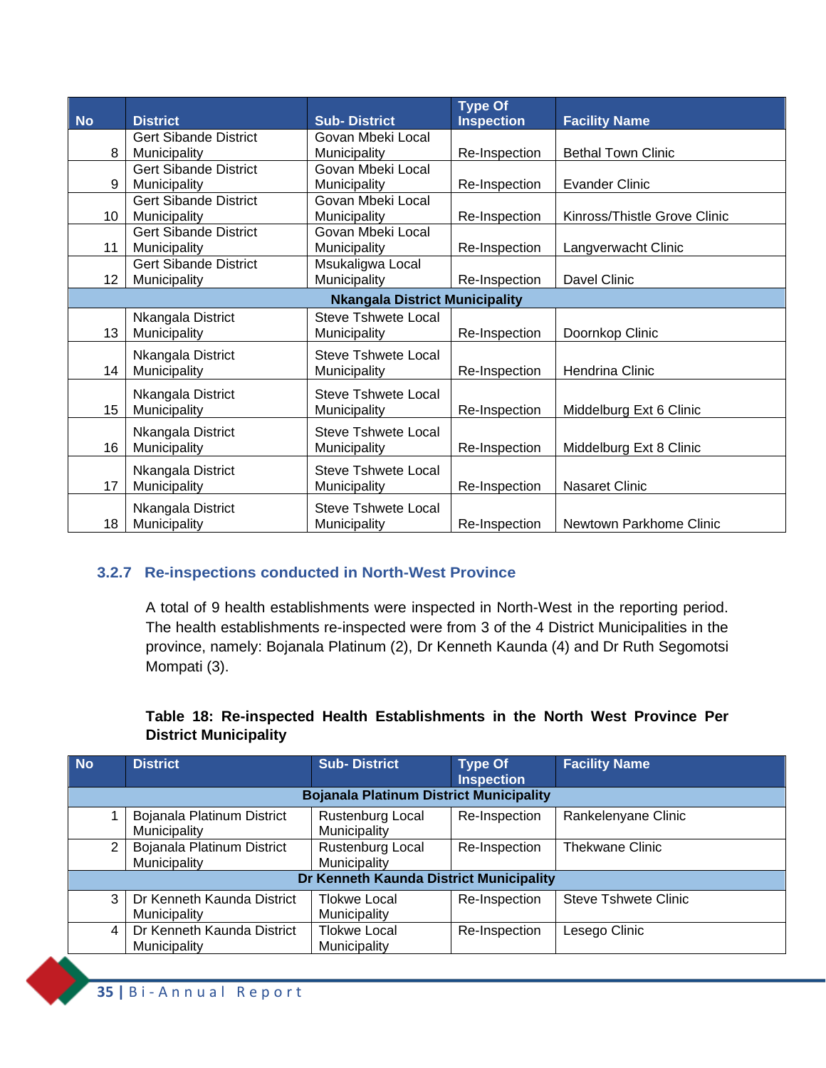| No | District | Sub- District | Type Of Inspection | Facility Name |
|---|---|---|---|---|
| 8 | Gert Sibande District Municipality | Govan Mbeki Local Municipality | Re-Inspection | Bethal Town Clinic |
| 9 | Gert Sibande District Municipality | Govan Mbeki Local Municipality | Re-Inspection | Evander Clinic |
| 10 | Gert Sibande District Municipality | Govan Mbeki Local Municipality | Re-Inspection | Kinross/Thistle Grove Clinic |
| 11 | Gert Sibande District Municipality | Govan Mbeki Local Municipality | Re-Inspection | Langverwacht Clinic |
| 12 | Gert Sibande District Municipality | Msukaligwa Local Municipality | Re-Inspection | Davel Clinic |
| **Nkangala District Municipality** | | | | |
| 13 | Nkangala District Municipality | Steve Tshwete Local Municipality | Re-Inspection | Doornkop Clinic |
| 14 | Nkangala District Municipality | Steve Tshwete Local Municipality | Re-Inspection | Hendrina Clinic |
| 15 | Nkangala District Municipality | Steve Tshwete Local Municipality | Re-Inspection | Middelburg Ext 6 Clinic |
| 16 | Nkangala District Municipality | Steve Tshwete Local Municipality | Re-Inspection | Middelburg Ext 8 Clinic |
| 17 | Nkangala District Municipality | Steve Tshwete Local Municipality | Re-Inspection | Nasaret Clinic |
| 18 | Nkangala District Municipality | Steve Tshwete Local Municipality | Re-Inspection | Newtown Parkhome Clinic |

### 3.2.7 Re-inspections conducted in North-West Province

A total of 9 health establishments were inspected in North-West in the reporting period. The health establishments re-inspected were from 3 of the 4 District Municipalities in the province, namely: Bojanala Platinum (2), Dr Kenneth Kaunda (4) and Dr Ruth Segomotsi Mompati (3).

**Table 18: Re-inspected Health Establishments in the North West Province Per District Municipality**

| No | District | Sub- District | Type Of Inspection | Facility Name |
|---|---|---|---|---|
| **Bojanala Platinum District Municipality** | | | | |
| 1 | Bojanala Platinum District Municipality | Rustenburg Local Municipality | Re-Inspection | Rankelenyane Clinic |
| 2 | Bojanala Platinum District Municipality | Rustenburg Local Municipality | Re-Inspection | Thekwane Clinic |
| **Dr Kenneth Kaunda District Municipality** | | | | |
| 3 | Dr Kenneth Kaunda District Municipality | Tlokwe Local Municipality | Re-Inspection | Steve Tshwete Clinic |
| 4 | Dr Kenneth Kaunda District Municipality | Tlokwe Local Municipality | Re-Inspection | Lesego Clinic |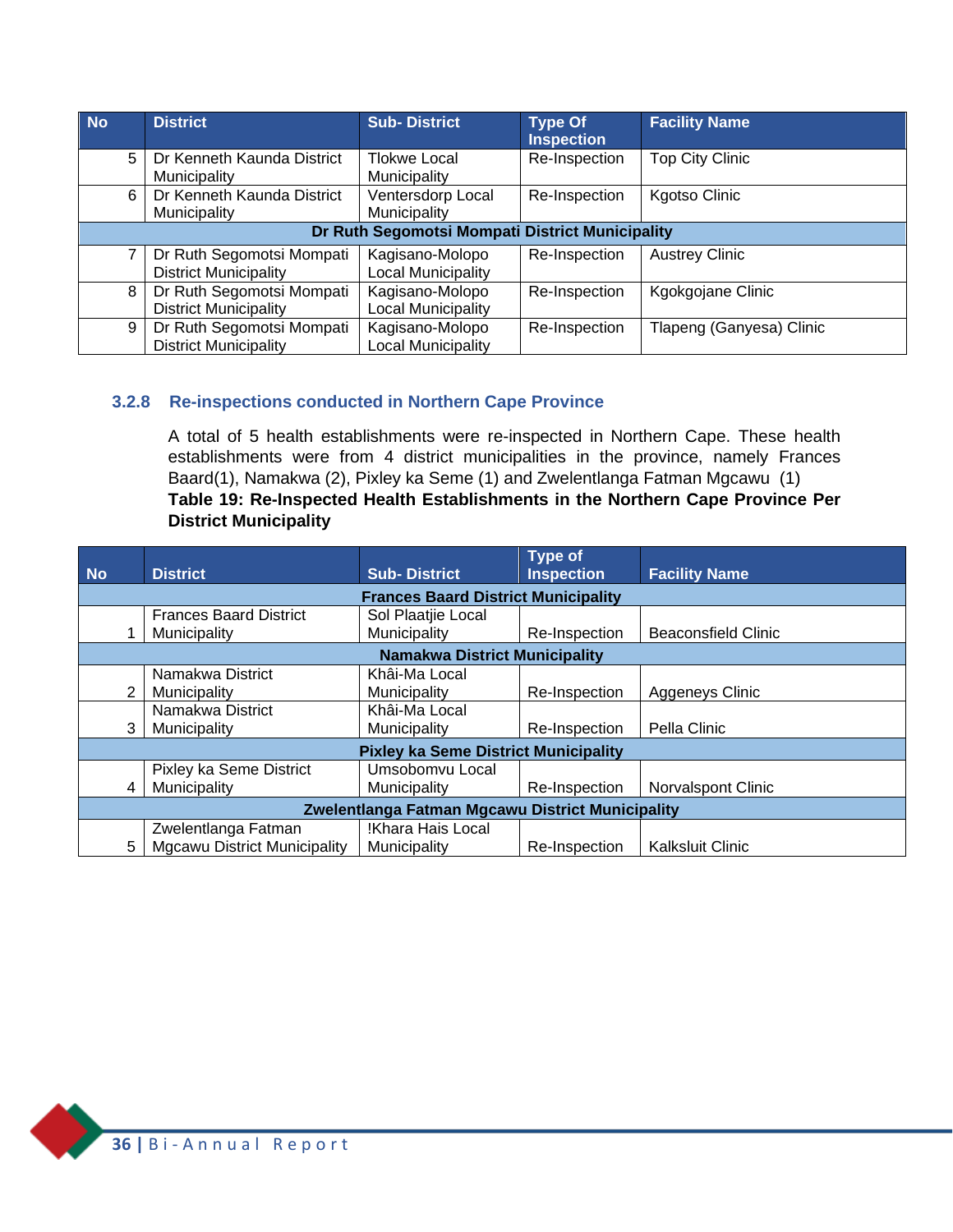| No | District | Sub- District | Type Of Inspection | Facility Name |
|---|---|---|---|---|
| 5 | Dr Kenneth Kaunda District Municipality | Tlokwe Local Municipality | Re-Inspection | Top City Clinic |
| 6 | Dr Kenneth Kaunda District Municipality | Ventersdorp Local Municipality | Re-Inspection | Kgotso Clinic |
| **Dr Ruth Segomotsi Mompati District Municipality** | | | | |
| 7 | Dr Ruth Segomotsi Mompati District Municipality | Kagisano-Molopo Local Municipality | Re-Inspection | Austrey Clinic |
| 8 | Dr Ruth Segomotsi Mompati District Municipality | Kagisano-Molopo Local Municipality | Re-Inspection | Kgokgojane Clinic |
| 9 | Dr Ruth Segomotsi Mompati District Municipality | Kagisano-Molopo Local Municipality | Re-Inspection | Tlapeng (Ganyesa) Clinic |

### 3.2.8 Re-inspections conducted in Northern Cape Province

A total of 5 health establishments were re-inspected in Northern Cape. These health establishments were from 4 district municipalities in the province, namely Frances Baard(1), Namakwa (2), Pixley ka Seme (1) and Zwelentlanga Fatman Mgcawu (1)

**Table 19: Re-Inspected Health Establishments in the Northern Cape Province Per District Municipality**

| No | District | Sub- District | Type of Inspection | Facility Name |
|---|---|---|---|---|
| **Frances Baard District Municipality** | | | | |
| 1 | Frances Baard District Municipality | Sol Plaatjie Local Municipality | Re-Inspection | Beaconsfield Clinic |
| **Namakwa District Municipality** | | | | |
| 2 | Namakwa District Municipality | Khâi-Ma Local Municipality | Re-Inspection | Aggeneys Clinic |
| 3 | Namakwa District Municipality | Khâi-Ma Local Municipality | Re-Inspection | Pella Clinic |
| **Pixley ka Seme District Municipality** | | | | |
| 4 | Pixley ka Seme District Municipality | Umsobomvu Local Municipality | Re-Inspection | Norvalspont Clinic |
| **Zwelentlanga Fatman Mgcawu District Municipality** | | | | |
| 5 | Zwelentlanga Fatman Mgcawu District Municipality | !Khara Hais Local Municipality | Re-Inspection | Kalksluit Clinic |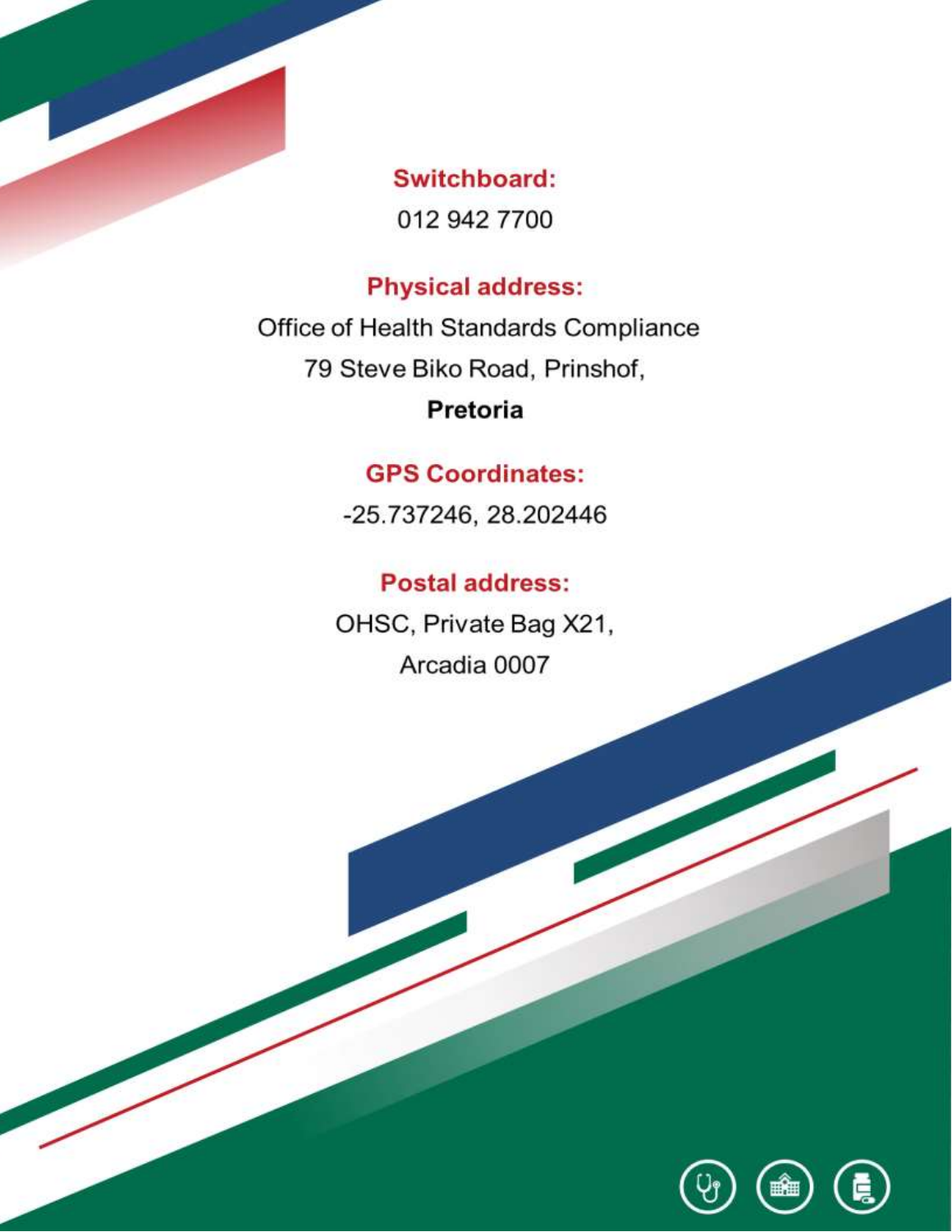**Switchboard:**

012 942 7700

**Physical address:**

Office of Health Standards Compliance

79 Steve Biko Road, Prinshof,

**Pretoria**

**GPS Coordinates:**

-25.737246, 28.202446

**Postal address:**

OHSC, Private Bag X21,

Arcadia 0007